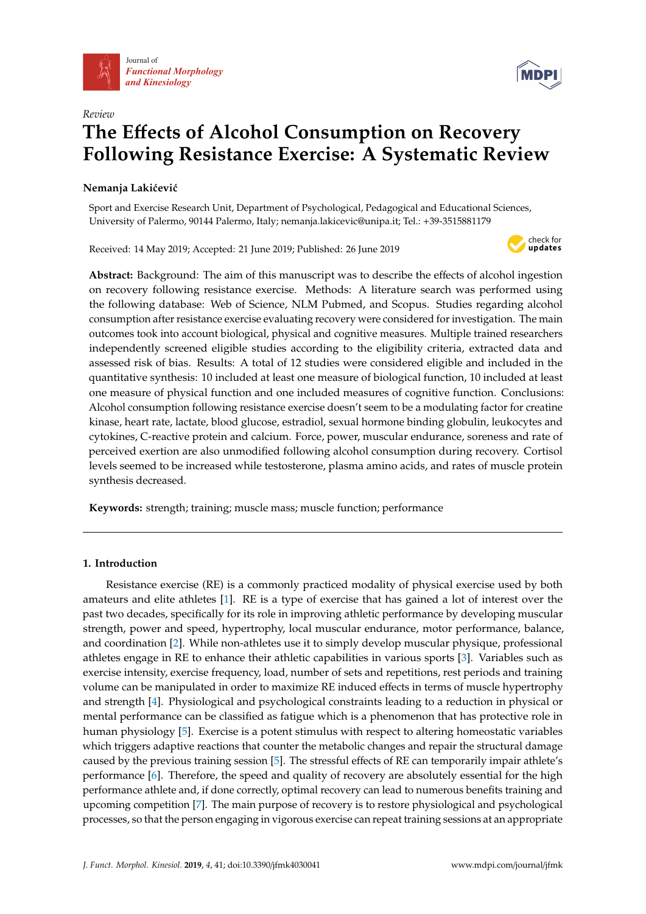Journal of
*Functional Morphology and Kinesiology*

*Review*

# The Effects of Alcohol Consumption on Recovery Following Resistance Exercise: A Systematic Review

**Nemanja Lakićević**

Sport and Exercise Research Unit, Department of Psychological, Pedagogical and Educational Sciences, University of Palermo, 90144 Palermo, Italy; nemanja.lakicevic@unipa.it; Tel.: +39-3515881179

Received: 14 May 2019; Accepted: 21 June 2019; Published: 26 June 2019

**Abstract:** Background: The aim of this manuscript was to describe the effects of alcohol ingestion on recovery following resistance exercise. Methods: A literature search was performed using the following database: Web of Science, NLM Pubmed, and Scopus. Studies regarding alcohol consumption after resistance exercise evaluating recovery were considered for investigation. The main outcomes took into account biological, physical and cognitive measures. Multiple trained researchers independently screened eligible studies according to the eligibility criteria, extracted data and assessed risk of bias. Results: A total of 12 studies were considered eligible and included in the quantitative synthesis: 10 included at least one measure of biological function, 10 included at least one measure of physical function and one included measures of cognitive function. Conclusions: Alcohol consumption following resistance exercise doesn't seem to be a modulating factor for creatine kinase, heart rate, lactate, blood glucose, estradiol, sexual hormone binding globulin, leukocytes and cytokines, C-reactive protein and calcium. Force, power, muscular endurance, soreness and rate of perceived exertion are also unmodified following alcohol consumption during recovery. Cortisol levels seemed to be increased while testosterone, plasma amino acids, and rates of muscle protein synthesis decreased.

**Keywords:** strength; training; muscle mass; muscle function; performance

## 1. Introduction

Resistance exercise (RE) is a commonly practiced modality of physical exercise used by both amateurs and elite athletes [1]. RE is a type of exercise that has gained a lot of interest over the past two decades, specifically for its role in improving athletic performance by developing muscular strength, power and speed, hypertrophy, local muscular endurance, motor performance, balance, and coordination [2]. While non-athletes use it to simply develop muscular physique, professional athletes engage in RE to enhance their athletic capabilities in various sports [3]. Variables such as exercise intensity, exercise frequency, load, number of sets and repetitions, rest periods and training volume can be manipulated in order to maximize RE induced effects in terms of muscle hypertrophy and strength [4]. Physiological and psychological constraints leading to a reduction in physical or mental performance can be classified as fatigue which is a phenomenon that has protective role in human physiology [5]. Exercise is a potent stimulus with respect to altering homeostatic variables which triggers adaptive reactions that counter the metabolic changes and repair the structural damage caused by the previous training session [5]. The stressful effects of RE can temporarily impair athlete's performance [6]. Therefore, the speed and quality of recovery are absolutely essential for the high performance athlete and, if done correctly, optimal recovery can lead to numerous benefits training and upcoming competition [7]. The main purpose of recovery is to restore physiological and psychological processes, so that the person engaging in vigorous exercise can repeat training sessions at an appropriate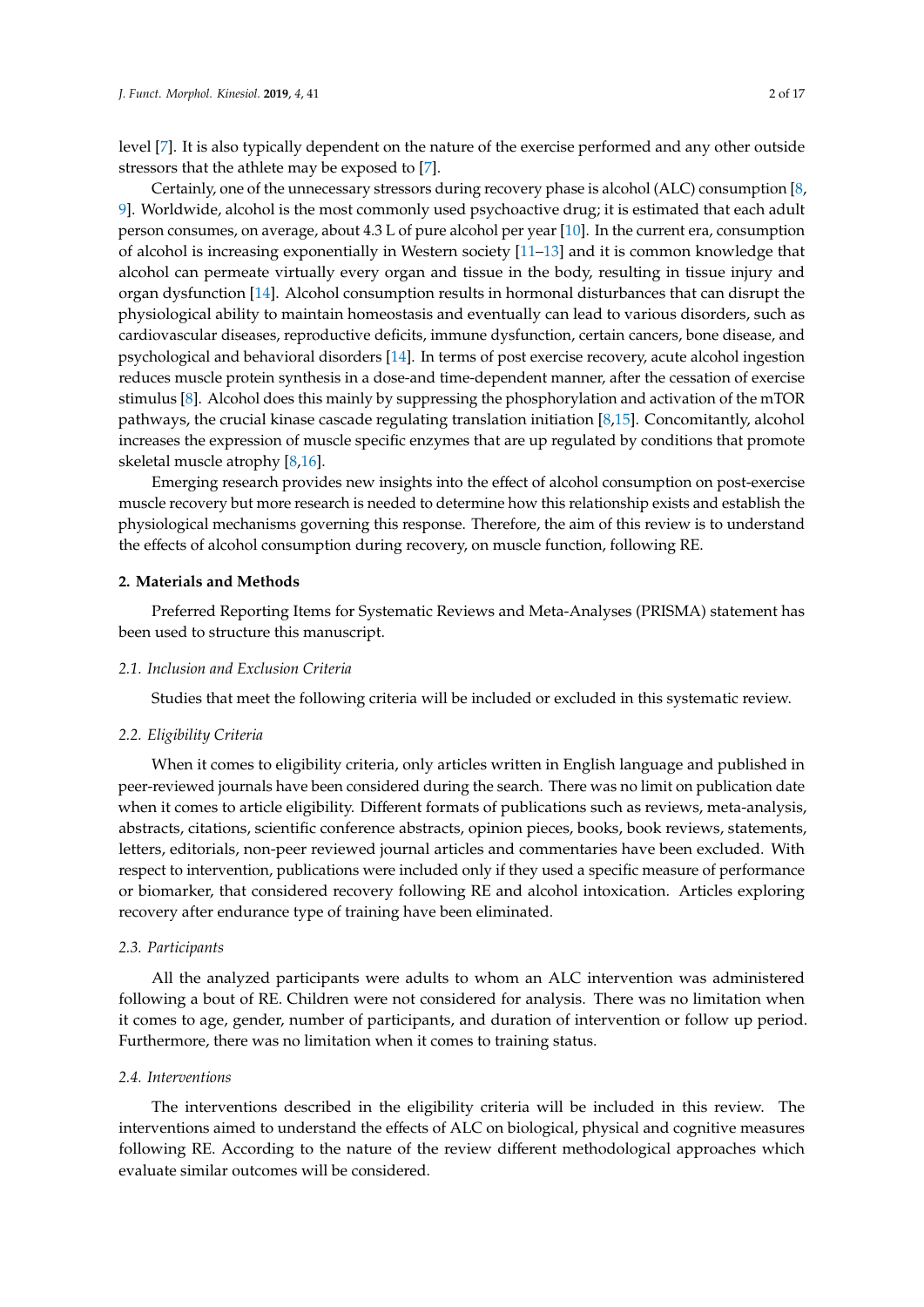level [7]. It is also typically dependent on the nature of the exercise performed and any other outside stressors that the athlete may be exposed to [7].

Certainly, one of the unnecessary stressors during recovery phase is alcohol (ALC) consumption [8, 9]. Worldwide, alcohol is the most commonly used psychoactive drug; it is estimated that each adult person consumes, on average, about 4.3 L of pure alcohol per year [10]. In the current era, consumption of alcohol is increasing exponentially in Western society [11–13] and it is common knowledge that alcohol can permeate virtually every organ and tissue in the body, resulting in tissue injury and organ dysfunction [14]. Alcohol consumption results in hormonal disturbances that can disrupt the physiological ability to maintain homeostasis and eventually can lead to various disorders, such as cardiovascular diseases, reproductive deficits, immune dysfunction, certain cancers, bone disease, and psychological and behavioral disorders [14]. In terms of post exercise recovery, acute alcohol ingestion reduces muscle protein synthesis in a dose-and time-dependent manner, after the cessation of exercise stimulus [8]. Alcohol does this mainly by suppressing the phosphorylation and activation of the mTOR pathways, the crucial kinase cascade regulating translation initiation [8,15]. Concomitantly, alcohol increases the expression of muscle specific enzymes that are up regulated by conditions that promote skeletal muscle atrophy [8,16].

Emerging research provides new insights into the effect of alcohol consumption on post-exercise muscle recovery but more research is needed to determine how this relationship exists and establish the physiological mechanisms governing this response. Therefore, the aim of this review is to understand the effects of alcohol consumption during recovery, on muscle function, following RE.

## 2. Materials and Methods

Preferred Reporting Items for Systematic Reviews and Meta-Analyses (PRISMA) statement has been used to structure this manuscript.

### *2.1. Inclusion and Exclusion Criteria*

Studies that meet the following criteria will be included or excluded in this systematic review.

### *2.2. Eligibility Criteria*

When it comes to eligibility criteria, only articles written in English language and published in peer-reviewed journals have been considered during the search. There was no limit on publication date when it comes to article eligibility. Different formats of publications such as reviews, meta-analysis, abstracts, citations, scientific conference abstracts, opinion pieces, books, book reviews, statements, letters, editorials, non-peer reviewed journal articles and commentaries have been excluded. With respect to intervention, publications were included only if they used a specific measure of performance or biomarker, that considered recovery following RE and alcohol intoxication. Articles exploring recovery after endurance type of training have been eliminated.

### *2.3. Participants*

All the analyzed participants were adults to whom an ALC intervention was administered following a bout of RE. Children were not considered for analysis. There was no limitation when it comes to age, gender, number of participants, and duration of intervention or follow up period. Furthermore, there was no limitation when it comes to training status.

### *2.4. Interventions*

The interventions described in the eligibility criteria will be included in this review. The interventions aimed to understand the effects of ALC on biological, physical and cognitive measures following RE. According to the nature of the review different methodological approaches which evaluate similar outcomes will be considered.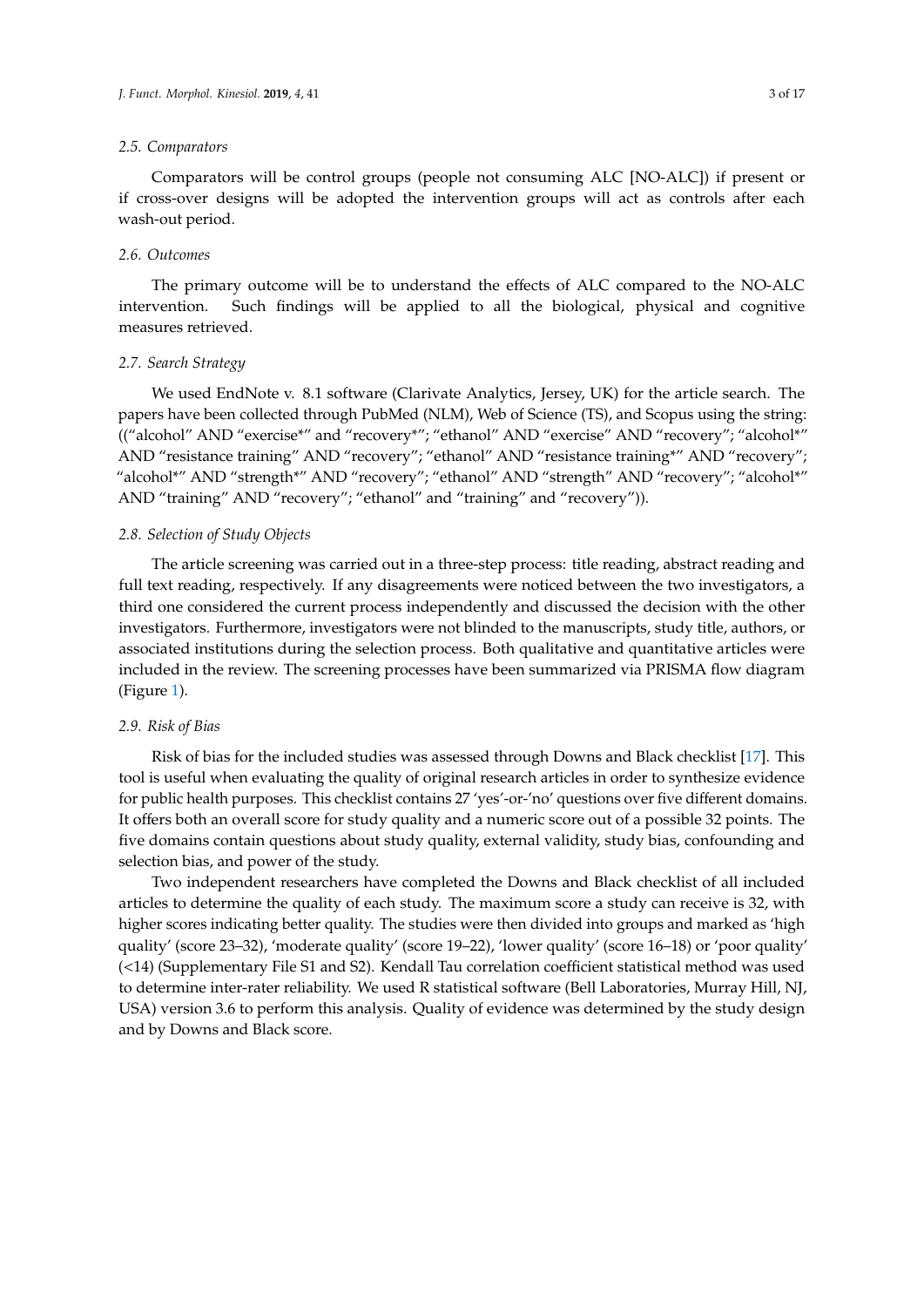### 2.5. Comparators

Comparators will be control groups (people not consuming ALC [NO-ALC]) if present or if cross-over designs will be adopted the intervention groups will act as controls after each wash-out period.

### 2.6. Outcomes

The primary outcome will be to understand the effects of ALC compared to the NO-ALC intervention. Such findings will be applied to all the biological, physical and cognitive measures retrieved.

### 2.7. Search Strategy

We used EndNote v. 8.1 software (Clarivate Analytics, Jersey, UK) for the article search. The papers have been collected through PubMed (NLM), Web of Science (TS), and Scopus using the string: ((“alcohol” AND “exercise*” and “recovery*”; “ethanol” AND “exercise” AND “recovery”; “alcohol*” AND “resistance training” AND “recovery”; “ethanol” AND “resistance training*” AND “recovery”; “alcohol*” AND “strength*” AND “recovery”; “ethanol” AND “strength” AND “recovery”; “alcohol*” AND “training” AND “recovery”; “ethanol” and “training” and “recovery”)).

### 2.8. Selection of Study Objects

The article screening was carried out in a three-step process: title reading, abstract reading and full text reading, respectively. If any disagreements were noticed between the two investigators, a third one considered the current process independently and discussed the decision with the other investigators. Furthermore, investigators were not blinded to the manuscripts, study title, authors, or associated institutions during the selection process. Both qualitative and quantitative articles were included in the review. The screening processes have been summarized via PRISMA flow diagram (Figure 1).

### 2.9. Risk of Bias

Risk of bias for the included studies was assessed through Downs and Black checklist [17]. This tool is useful when evaluating the quality of original research articles in order to synthesize evidence for public health purposes. This checklist contains 27 ‘yes’-or-‘no’ questions over five different domains. It offers both an overall score for study quality and a numeric score out of a possible 32 points. The five domains contain questions about study quality, external validity, study bias, confounding and selection bias, and power of the study.

Two independent researchers have completed the Downs and Black checklist of all included articles to determine the quality of each study. The maximum score a study can receive is 32, with higher scores indicating better quality. The studies were then divided into groups and marked as ‘high quality’ (score 23–32), ‘moderate quality’ (score 19–22), ‘lower quality’ (score 16–18) or ‘poor quality’ (<14) (Supplementary File S1 and S2). Kendall Tau correlation coefficient statistical method was used to determine inter-rater reliability. We used R statistical software (Bell Laboratories, Murray Hill, NJ, USA) version 3.6 to perform this analysis. Quality of evidence was determined by the study design and by Downs and Black score.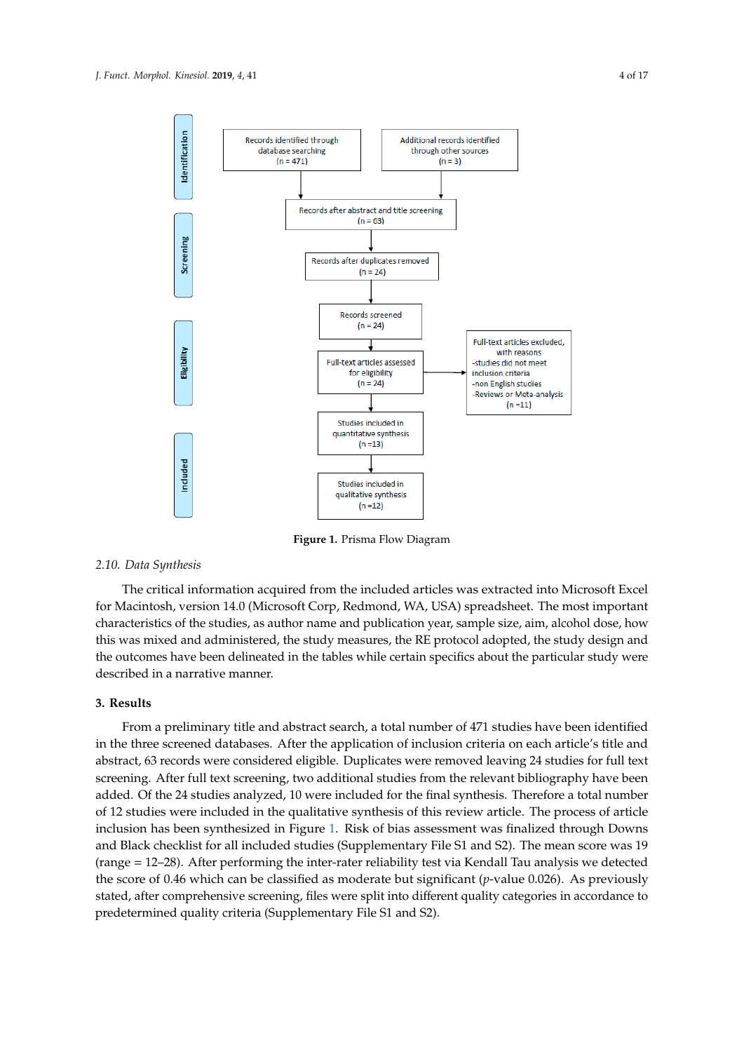Identification

Records identified through database searching (n = 471)

Additional records identified through other sources (n = 3)

Screening

Records after abstract and title screening (n = 63)

Records after duplicates removed (n = 24)

Records screened (n = 24)

Eligibility

Full-text articles assessed for eligibility (n = 24)

Full-text articles excluded, with reasons
-studies did not meet inclusion criteria
-non English studies
-Reviews or Meta-analysis
(n =11)

Included

Studies included in quantitative synthesis (n =13)

Studies included in qualitative synthesis (n =12)

**Figure 1.** Prisma Flow Diagram

### 2.10. Data Synthesis

The critical information acquired from the included articles was extracted into Microsoft Excel for Macintosh, version 14.0 (Microsoft Corp, Redmond, WA, USA) spreadsheet. The most important characteristics of the studies, as author name and publication year, sample size, aim, alcohol dose, how this was mixed and administered, the study measures, the RE protocol adopted, the study design and the outcomes have been delineated in the tables while certain specifics about the particular study were described in a narrative manner.

## 3. Results

From a preliminary title and abstract search, a total number of 471 studies have been identified in the three screened databases. After the application of inclusion criteria on each article's title and abstract, 63 records were considered eligible. Duplicates were removed leaving 24 studies for full text screening. After full text screening, two additional studies from the relevant bibliography have been added. Of the 24 studies analyzed, 10 were included for the final synthesis. Therefore a total number of 12 studies were included in the qualitative synthesis of this review article. The process of article inclusion has been synthesized in Figure 1. Risk of bias assessment was finalized through Downs and Black checklist for all included studies (Supplementary File S1 and S2). The mean score was 19 (range = 12–28). After performing the inter-rater reliability test via Kendall Tau analysis we detected the score of 0.46 which can be classified as moderate but significant ($p$-value 0.026). As previously stated, after comprehensive screening, files were split into different quality categories in accordance to predetermined quality criteria (Supplementary File S1 and S2).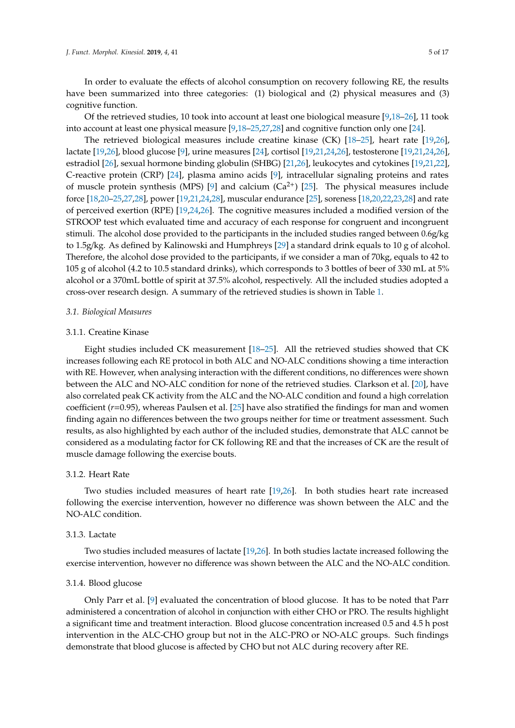In order to evaluate the effects of alcohol consumption on recovery following RE, the results have been summarized into three categories: (1) biological and (2) physical measures and (3) cognitive function.

Of the retrieved studies, 10 took into account at least one biological measure [9,18–26], 11 took into account at least one physical measure [9,18–25,27,28] and cognitive function only one [24].

The retrieved biological measures include creatine kinase (CK) [18–25], heart rate [19,26], lactate [19,26], blood glucose [9], urine measures [24], cortisol [19,21,24,26], testosterone [19,21,24,26], estradiol [26], sexual hormone binding globulin (SHBG) [21,26], leukocytes and cytokines [19,21,22], C-reactive protein (CRP) [24], plasma amino acids [9], intracellular signaling proteins and rates of muscle protein synthesis (MPS) [9] and calcium ($Ca^{2+}$) [25]. The physical measures include force [18,20–25,27,28], power [19,21,24,28], muscular endurance [25], soreness [18,20,22,23,28] and rate of perceived exertion (RPE) [19,24,26]. The cognitive measures included a modified version of the STROOP test which evaluated time and accuracy of each response for congruent and incongruent stimuli. The alcohol dose provided to the participants in the included studies ranged between 0.6g/kg to 1.5g/kg. As defined by Kalinowski and Humphreys [29] a standard drink equals to 10 g of alcohol. Therefore, the alcohol dose provided to the participants, if we consider a man of 70kg, equals to 42 to 105 g of alcohol (4.2 to 10.5 standard drinks), which corresponds to 3 bottles of beer of 330 mL at 5% alcohol or a 370mL bottle of spirit at 37.5% alcohol, respectively. All the included studies adopted a cross-over research design. A summary of the retrieved studies is shown in Table 1.

### 3.1. Biological Measures

#### 3.1.1. Creatine Kinase

Eight studies included CK measurement [18–25]. All the retrieved studies showed that CK increases following each RE protocol in both ALC and NO-ALC conditions showing a time interaction with RE. However, when analysing interaction with the different conditions, no differences were shown between the ALC and NO-ALC condition for none of the retrieved studies. Clarkson et al. [20], have also correlated peak CK activity from the ALC and the NO-ALC condition and found a high correlation coefficient ($r$=0.95), whereas Paulsen et al. [25] have also stratified the findings for man and women finding again no differences between the two groups neither for time or treatment assessment. Such results, as also highlighted by each author of the included studies, demonstrate that ALC cannot be considered as a modulating factor for CK following RE and that the increases of CK are the result of muscle damage following the exercise bouts.

#### 3.1.2. Heart Rate

Two studies included measures of heart rate [19,26]. In both studies heart rate increased following the exercise intervention, however no difference was shown between the ALC and the NO-ALC condition.

#### 3.1.3. Lactate

Two studies included measures of lactate [19,26]. In both studies lactate increased following the exercise intervention, however no difference was shown between the ALC and the NO-ALC condition.

#### 3.1.4. Blood glucose

Only Parr et al. [9] evaluated the concentration of blood glucose. It has to be noted that Parr administered a concentration of alcohol in conjunction with either CHO or PRO. The results highlight a significant time and treatment interaction. Blood glucose concentration increased 0.5 and 4.5 h post intervention in the ALC-CHO group but not in the ALC-PRO or NO-ALC groups. Such findings demonstrate that blood glucose is affected by CHO but not ALC during recovery after RE.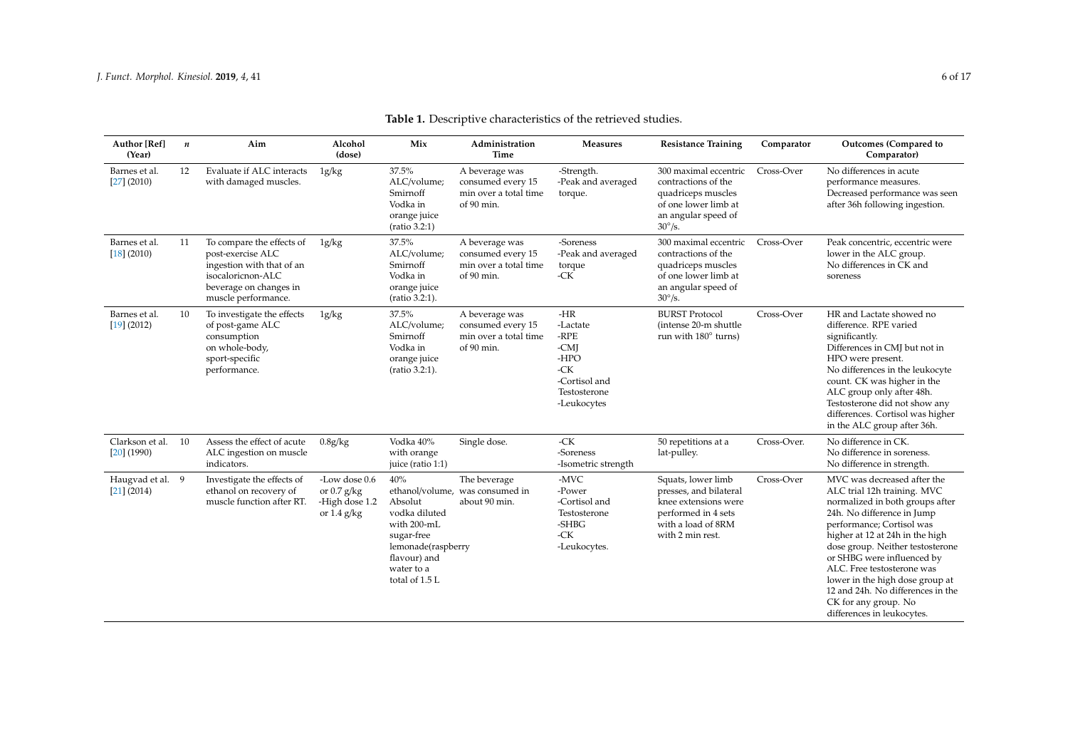**Table 1.** Descriptive characteristics of the retrieved studies.

| Author [Ref] (Year) | *n* | Aim | Alcohol (dose) | Mix | Administration Time | Measures | Resistance Training | Comparator | Outcomes (Compared to Comparator) |
|---|---|---|---|---|---|---|---|---|---|
| Barnes et al. [27] (2010) | 12 | Evaluate if ALC interacts with damaged muscles. | 1g/kg | 37.5% ALC/volume; Smirnoff Vodka in orange juice (ratio 3.2:1) | A beverage was consumed every 15 min over a total time of 90 min. | -Strength. -Peak and averaged torque. | 300 maximal eccentric contractions of the quadriceps muscles of one lower limb at an angular speed of 30°/s. | Cross-Over | No differences in acute performance measures. Decreased performance was seen after 36h following ingestion. |
| Barnes et al. [18] (2010) | 11 | To compare the effects of post-exercise ALC ingestion with that of an isocaloricnon-ALC beverage on changes in muscle performance. | 1g/kg | 37.5% ALC/volume; Smirnoff Vodka in orange juice (ratio 3.2:1). | A beverage was consumed every 15 min over a total time of 90 min. | -Soreness -Peak and averaged torque -CK | 300 maximal eccentric contractions of the quadriceps muscles of one lower limb at an angular speed of 30°/s. | Cross-Over | Peak concentric, eccentric were lower in the ALC group. No differences in CK and soreness |
| Barnes et al. [19] (2012) | 10 | To investigate the effects of post-game ALC consumption on whole-body, sport-specific performance. | 1g/kg | 37.5% ALC/volume; Smirnoff Vodka in orange juice (ratio 3.2:1). | A beverage was consumed every 15 min over a total time of 90 min. | -HR -Lactate -RPE -CMJ -HPO -CK -Cortisol and Testosterone -Leukocytes | BURST Protocol (intense 20-m shuttle run with 180° turns) | Cross-Over | HR and Lactate showed no difference. RPE varied significantly. Differences in CMJ but not in HPO were present. No differences in the leukocyte count. CK was higher in the ALC group only after 48h. Testosterone did not show any differences. Cortisol was higher in the ALC group after 36h. |
| Clarkson et al. [20] (1990) | 10 | Assess the effect of acute ALC ingestion on muscle indicators. | 0.8g/kg | Vodka 40% with orange juice (ratio 1:1) | Single dose. | -CK -Soreness -Isometric strength | 50 repetitions at a lat-pulley. | Cross-Over. | No difference in CK. No difference in soreness. No difference in strength. |
| Haugvad et al. [21] (2014) | 9 | Investigate the effects of ethanol on recovery of muscle function after RT. | -Low dose 0.6 or 0.7 g/kg -High dose 1.2 or 1.4 g/kg | 40% ethanol/volume, Absolut vodka diluted with 200-mL sugar-free lemonade(raspberry flavour) and water to a total of 1.5 L | The beverage was consumed in about 90 min. | -MVC -Power -Cortisol and Testosterone -SHBG -CK -Leukocytes. | Squats, lower limb presses, and bilateral knee extensions were performed in 4 sets with a load of 8RM with 2 min rest. | Cross-Over | MVC was decreased after the ALC trial 12h training. MVC normalized in both groups after 24h. No difference in Jump performance; Cortisol was higher at 12 at 24h in the high dose group. Neither testosterone or SHBG were influenced by ALC. Free testosterone was lower in the high dose group at 12 and 24h. No differences in the CK for any group. No differences in leukocytes. |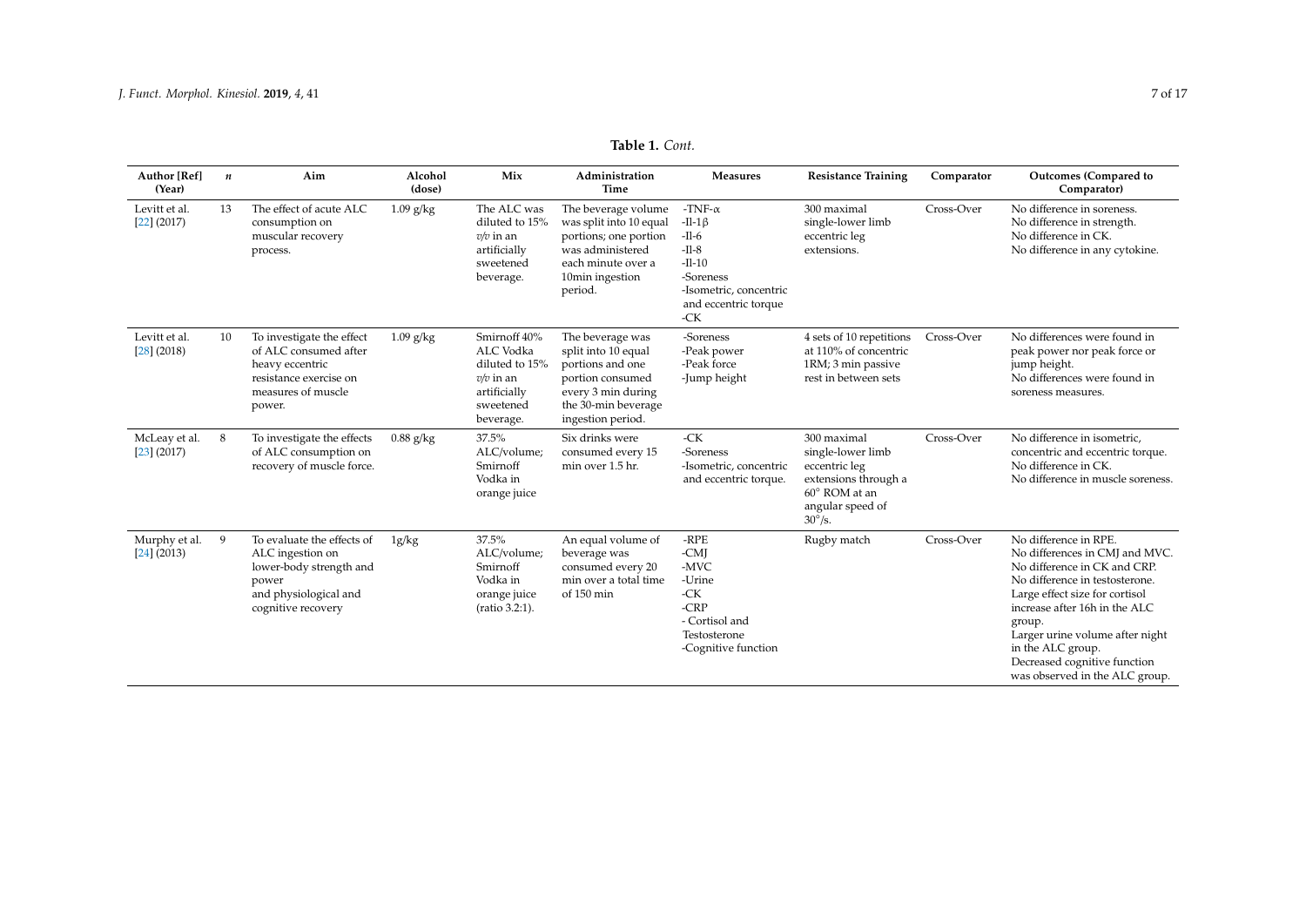**Table 1.** *Cont.*

| Author [Ref] (Year) | *n* | Aim | Alcohol (dose) | Mix | Administration Time | Measures | Resistance Training | Comparator | Outcomes (Compared to Comparator) |
|---|---|---|---|---|---|---|---|---|---|
| Levitt et al. [22] (2017) | 13 | The effect of acute ALC consumption on muscular recovery process. | 1.09 g/kg | The ALC was diluted to 15% *v/v* in an artificially sweetened beverage. | The beverage volume was split into 10 equal portions; one portion was administered each minute over a 10min ingestion period. | -TNF-α<br>-Il-1β<br>-Il-6<br>-Il-8<br>-Il-10<br>-Soreness<br>-Isometric, concentric and eccentric torque<br>-CK | 300 maximal single-lower limb eccentric leg extensions. | Cross-Over | No difference in soreness.<br>No difference in strength.<br>No difference in CK.<br>No difference in any cytokine. |
| Levitt et al. [28] (2018) | 10 | To investigate the effect of ALC consumed after heavy eccentric resistance exercise on measures of muscle power. | 1.09 g/kg | Smirnoff 40% ALC Vodka diluted to 15% *v/v* in an artificially sweetened beverage. | The beverage was split into 10 equal portions and one portion consumed every 3 min during the 30-min beverage ingestion period. | -Soreness<br>-Peak power<br>-Peak force<br>-Jump height | 4 sets of 10 repetitions at 110% of concentric 1RM; 3 min passive rest in between sets | Cross-Over | No differences were found in peak power nor peak force or jump height.<br>No differences were found in soreness measures. |
| McLeay et al. [23] (2017) | 8 | To investigate the effects of ALC consumption on recovery of muscle force. | 0.88 g/kg | 37.5% ALC/volume; Smirnoff Vodka in orange juice | Six drinks were consumed every 15 min over 1.5 hr. | -CK<br>-Soreness<br>-Isometric, concentric and eccentric torque. | 300 maximal single-lower limb eccentric leg extensions through a 60° ROM at an angular speed of 30°/s. | Cross-Over | No difference in isometric, concentric and eccentric torque.<br>No difference in CK.<br>No difference in muscle soreness. |
| Murphy et al. [24] (2013) | 9 | To evaluate the effects of ALC ingestion on lower-body strength and power and physiological and cognitive recovery | 1g/kg | 37.5% ALC/volume; Smirnoff Vodka in orange juice (ratio 3.2:1). | An equal volume of beverage was consumed every 20 min over a total time of 150 min | -RPE<br>-CMJ<br>-MVC<br>-Urine<br>-CK<br>-CRP<br>- Cortisol and Testosterone<br>-Cognitive function | Rugby match | Cross-Over | No difference in RPE.<br>No differences in CMJ and MVC.<br>No difference in CK and CRP.<br>No difference in testosterone.<br>Large effect size for cortisol increase after 16h in the ALC group.<br>Larger urine volume after night in the ALC group.<br>Decreased cognitive function was observed in the ALC group. |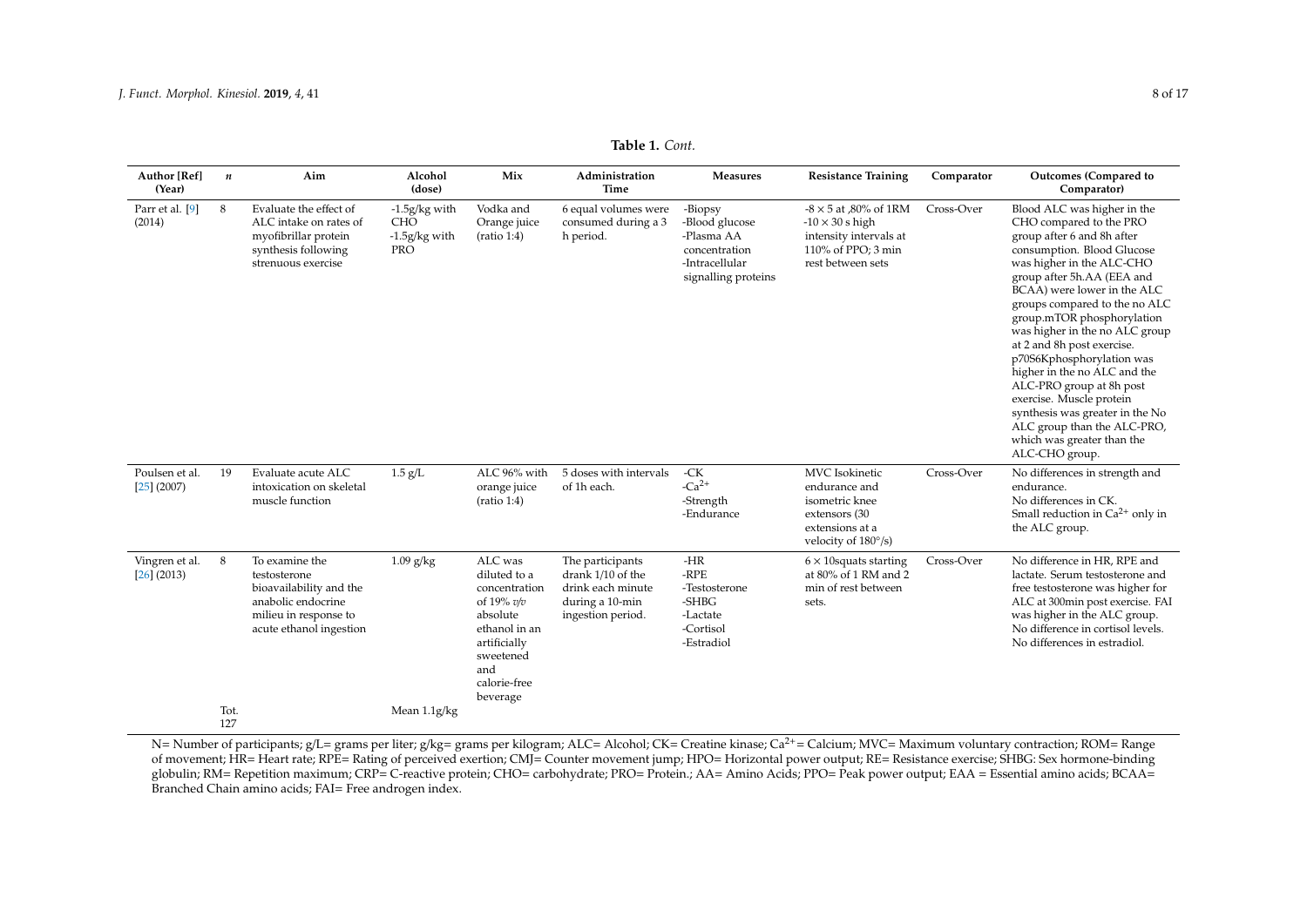**Table 1.** *Cont.*

| Author [Ref] (Year) | *n* | Aim | Alcohol (dose) | Mix | Administration Time | Measures | Resistance Training | Comparator | Outcomes (Compared to Comparator) |
|---|---|---|---|---|---|---|---|---|---|
| Parr et al. [9] (2014) | 8 | Evaluate the effect of ALC intake on rates of myofibrillar protein synthesis following strenuous exercise | -1.5g/kg with CHO -1.5g/kg with PRO | Vodka and Orange juice (ratio 1:4) | 6 equal volumes were consumed during a 3 h period. | -Biopsy -Blood glucose -Plasma AA concentration -Intracellular signalling proteins | -8 × 5 at ,80% of 1RM -10 × 30 s high intensity intervals at 110% of PPO; 3 min rest between sets | Cross-Over | Blood ALC was higher in the CHO compared to the PRO group after 6 and 8h after consumption. Blood Glucose was higher in the ALC-CHO group after 5h.AA (EEA and BCAA) were lower in the ALC groups compared to the no ALC group.mTOR phosphorylation was higher in the no ALC group at 2 and 8h post exercise. p70S6Kphosphorylation was higher in the no ALC and the ALC-PRO group at 8h post exercise. Muscle protein synthesis was greater in the No ALC group than the ALC-PRO, which was greater than the ALC-CHO group. |
| Poulsen et al. [25] (2007) | 19 | Evaluate acute ALC intoxication on skeletal muscle function | 1.5 g/L | ALC 96% with orange juice (ratio 1:4) | 5 doses with intervals of 1h each. | -CK -$Ca^{2+}$ -Strength -Endurance | MVC Isokinetic endurance and isometric knee extensors (30 extensions at a velocity of 180°/s) | Cross-Over | No differences in strength and endurance. No differences in CK. Small reduction in $Ca^{2+}$ only in the ALC group. |
| Vingren et al. [26] (2013) | 8 | To examine the testosterone bioavailability and the anabolic endocrine milieu in response to acute ethanol ingestion | 1.09 g/kg | ALC was diluted to a concentration of 19% *v/v* absolute ethanol in an artificially sweetened and calorie-free beverage | The participants drank 1/10 of the drink each minute during a 10-min ingestion period. | -HR -RPE -Testosterone -SHBG -Lactate -Cortisol -Estradiol | 6 × 10squats starting at 80% of 1 RM and 2 min of rest between sets. | Cross-Over | No difference in HR, RPE and lactate. Serum testosterone and free testosterone was higher for ALC at 300min post exercise. FAI was higher in the ALC group. No difference in cortisol levels. No differences in estradiol. |
| | Tot. 127 | | Mean 1.1g/kg | | | | | | |

N= Number of participants; g/L= grams per liter; g/kg= grams per kilogram; ALC= Alcohol; CK= Creatine kinase; $Ca^{2+}$= Calcium; MVC= Maximum voluntary contraction; ROM= Range of movement; HR= Heart rate; RPE= Rating of perceived exertion; CMJ= Counter movement jump; HPO= Horizontal power output; RE= Resistance exercise; SHBG: Sex hormone-binding globulin; RM= Repetition maximum; CRP= C-reactive protein; CHO= carbohydrate; PRO= Protein.; AA= Amino Acids; PPO= Peak power output; EAA = Essential amino acids; BCAA= Branched Chain amino acids; FAI= Free androgen index.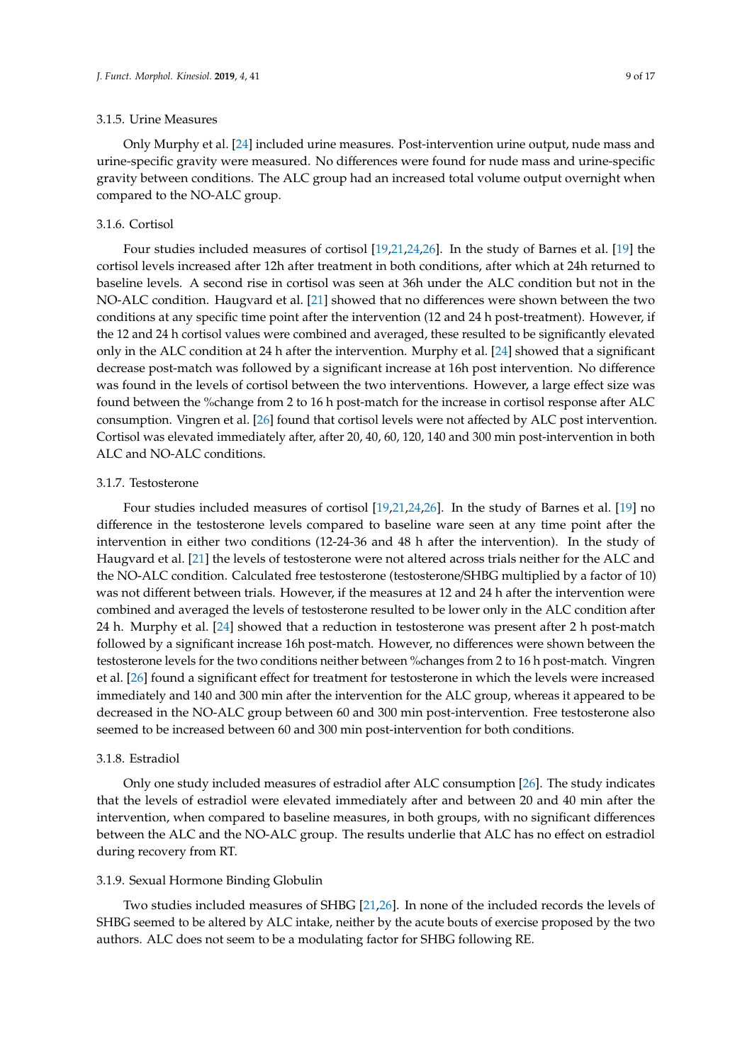#### 3.1.5. Urine Measures

Only Murphy et al. [24] included urine measures. Post-intervention urine output, nude mass and urine-specific gravity were measured. No differences were found for nude mass and urine-specific gravity between conditions. The ALC group had an increased total volume output overnight when compared to the NO-ALC group.

#### 3.1.6. Cortisol

Four studies included measures of cortisol [19,21,24,26]. In the study of Barnes et al. [19] the cortisol levels increased after 12h after treatment in both conditions, after which at 24h returned to baseline levels. A second rise in cortisol was seen at 36h under the ALC condition but not in the NO-ALC condition. Haugvard et al. [21] showed that no differences were shown between the two conditions at any specific time point after the intervention (12 and 24 h post-treatment). However, if the 12 and 24 h cortisol values were combined and averaged, these resulted to be significantly elevated only in the ALC condition at 24 h after the intervention. Murphy et al. [24] showed that a significant decrease post-match was followed by a significant increase at 16h post intervention. No difference was found in the levels of cortisol between the two interventions. However, a large effect size was found between the %change from 2 to 16 h post-match for the increase in cortisol response after ALC consumption. Vingren et al. [26] found that cortisol levels were not affected by ALC post intervention. Cortisol was elevated immediately after, after 20, 40, 60, 120, 140 and 300 min post-intervention in both ALC and NO-ALC conditions.

#### 3.1.7. Testosterone

Four studies included measures of cortisol [19,21,24,26]. In the study of Barnes et al. [19] no difference in the testosterone levels compared to baseline ware seen at any time point after the intervention in either two conditions (12-24-36 and 48 h after the intervention). In the study of Haugvard et al. [21] the levels of testosterone were not altered across trials neither for the ALC and the NO-ALC condition. Calculated free testosterone (testosterone/SHBG multiplied by a factor of 10) was not different between trials. However, if the measures at 12 and 24 h after the intervention were combined and averaged the levels of testosterone resulted to be lower only in the ALC condition after 24 h. Murphy et al. [24] showed that a reduction in testosterone was present after 2 h post-match followed by a significant increase 16h post-match. However, no differences were shown between the testosterone levels for the two conditions neither between %changes from 2 to 16 h post-match. Vingren et al. [26] found a significant effect for treatment for testosterone in which the levels were increased immediately and 140 and 300 min after the intervention for the ALC group, whereas it appeared to be decreased in the NO-ALC group between 60 and 300 min post-intervention. Free testosterone also seemed to be increased between 60 and 300 min post-intervention for both conditions.

#### 3.1.8. Estradiol

Only one study included measures of estradiol after ALC consumption [26]. The study indicates that the levels of estradiol were elevated immediately after and between 20 and 40 min after the intervention, when compared to baseline measures, in both groups, with no significant differences between the ALC and the NO-ALC group. The results underlie that ALC has no effect on estradiol during recovery from RT.

#### 3.1.9. Sexual Hormone Binding Globulin

Two studies included measures of SHBG [21,26]. In none of the included records the levels of SHBG seemed to be altered by ALC intake, neither by the acute bouts of exercise proposed by the two authors. ALC does not seem to be a modulating factor for SHBG following RE.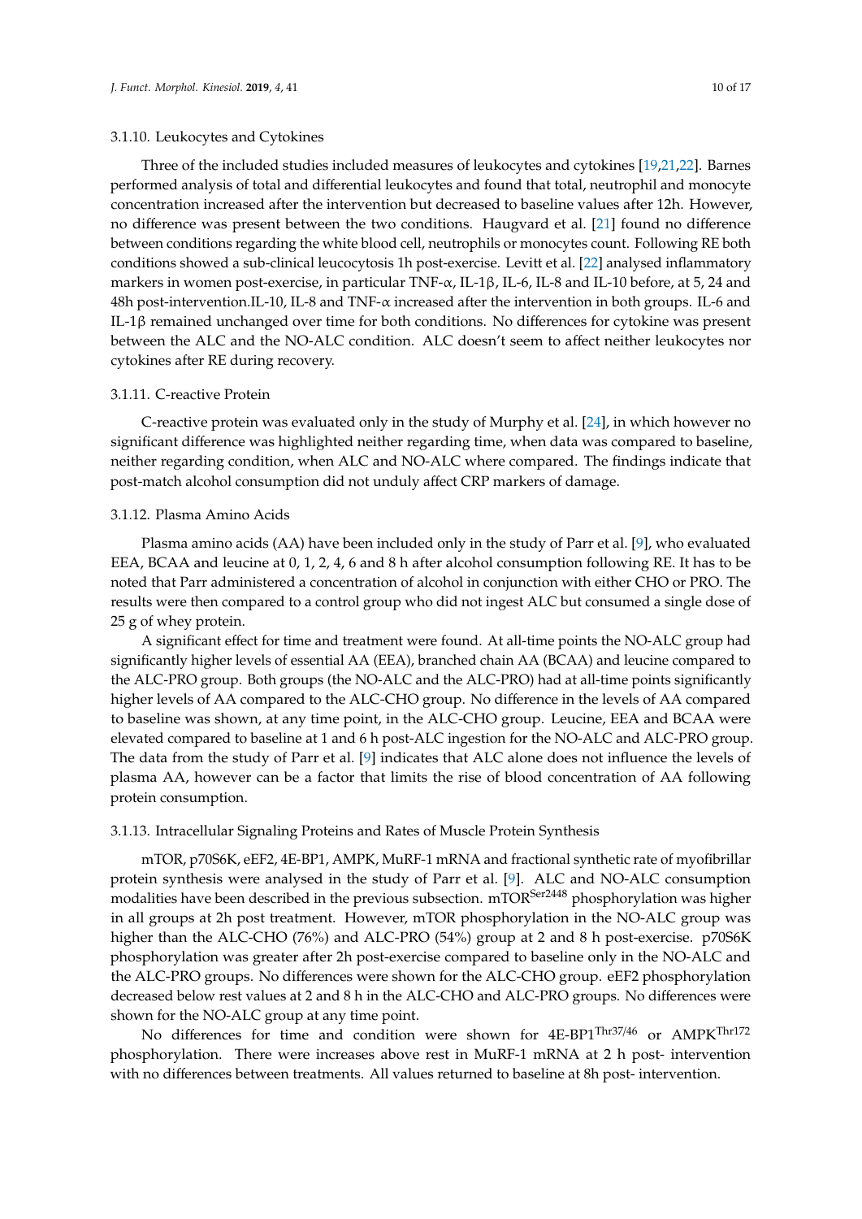### 3.1.10. Leukocytes and Cytokines

Three of the included studies included measures of leukocytes and cytokines [19,21,22]. Barnes performed analysis of total and differential leukocytes and found that total, neutrophil and monocyte concentration increased after the intervention but decreased to baseline values after 12h. However, no difference was present between the two conditions. Haugvard et al. [21] found no difference between conditions regarding the white blood cell, neutrophils or monocytes count. Following RE both conditions showed a sub-clinical leucocytosis 1h post-exercise. Levitt et al. [22] analysed inflammatory markers in women post-exercise, in particular TNF-α, IL-1β, IL-6, IL-8 and IL-10 before, at 5, 24 and 48h post-intervention.IL-10, IL-8 and TNF-α increased after the intervention in both groups. IL-6 and IL-1β remained unchanged over time for both conditions. No differences for cytokine was present between the ALC and the NO-ALC condition. ALC doesn't seem to affect neither leukocytes nor cytokines after RE during recovery.

### 3.1.11. C-reactive Protein

C-reactive protein was evaluated only in the study of Murphy et al. [24], in which however no significant difference was highlighted neither regarding time, when data was compared to baseline, neither regarding condition, when ALC and NO-ALC where compared. The findings indicate that post-match alcohol consumption did not unduly affect CRP markers of damage.

### 3.1.12. Plasma Amino Acids

Plasma amino acids (AA) have been included only in the study of Parr et al. [9], who evaluated EEA, BCAA and leucine at 0, 1, 2, 4, 6 and 8 h after alcohol consumption following RE. It has to be noted that Parr administered a concentration of alcohol in conjunction with either CHO or PRO. The results were then compared to a control group who did not ingest ALC but consumed a single dose of 25 g of whey protein.

A significant effect for time and treatment were found. At all-time points the NO-ALC group had significantly higher levels of essential AA (EEA), branched chain AA (BCAA) and leucine compared to the ALC-PRO group. Both groups (the NO-ALC and the ALC-PRO) had at all-time points significantly higher levels of AA compared to the ALC-CHO group. No difference in the levels of AA compared to baseline was shown, at any time point, in the ALC-CHO group. Leucine, EEA and BCAA were elevated compared to baseline at 1 and 6 h post-ALC ingestion for the NO-ALC and ALC-PRO group. The data from the study of Parr et al. [9] indicates that ALC alone does not influence the levels of plasma AA, however can be a factor that limits the rise of blood concentration of AA following protein consumption.

### 3.1.13. Intracellular Signaling Proteins and Rates of Muscle Protein Synthesis

mTOR, p70S6K, eEF2, 4E-BP1, AMPK, MuRF-1 mRNA and fractional synthetic rate of myofibrillar protein synthesis were analysed in the study of Parr et al. [9]. ALC and NO-ALC consumption modalities have been described in the previous subsection. $\text{mTOR}^{\text{Ser2448}}$ phosphorylation was higher in all groups at 2h post treatment. However, mTOR phosphorylation in the NO-ALC group was higher than the ALC-CHO (76%) and ALC-PRO (54%) group at 2 and 8 h post-exercise. p70S6K phosphorylation was greater after 2h post-exercise compared to baseline only in the NO-ALC and the ALC-PRO groups. No differences were shown for the ALC-CHO group. eEF2 phosphorylation decreased below rest values at 2 and 8 h in the ALC-CHO and ALC-PRO groups. No differences were shown for the NO-ALC group at any time point.

No differences for time and condition were shown for $\text{4E-BP1}^{\text{Thr37/46}}$ or $\text{AMPK}^{\text{Thr172}}$ phosphorylation. There were increases above rest in MuRF-1 mRNA at 2 h post- intervention with no differences between treatments. All values returned to baseline at 8h post- intervention.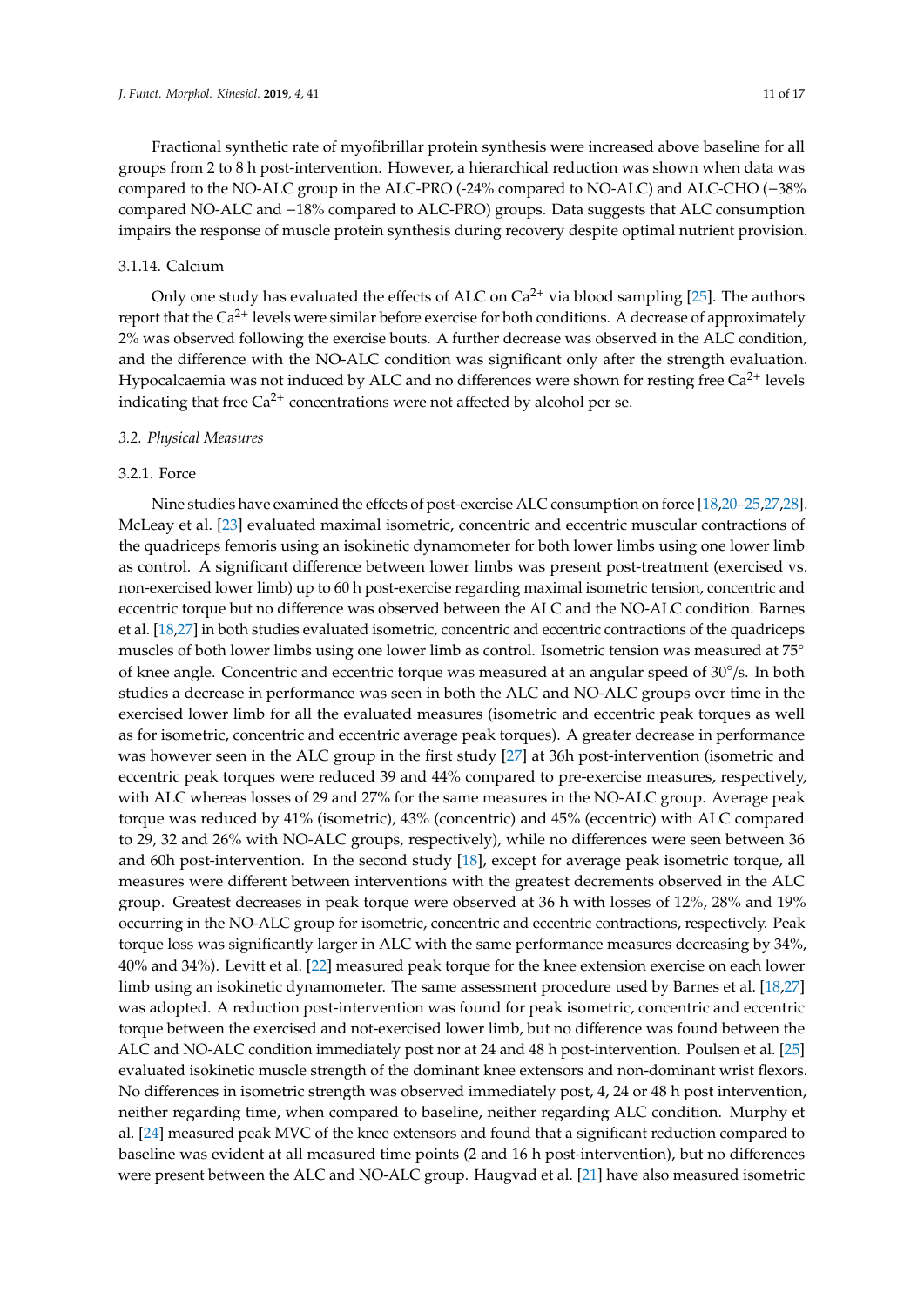Fractional synthetic rate of myofibrillar protein synthesis were increased above baseline for all groups from 2 to 8 h post-intervention. However, a hierarchical reduction was shown when data was compared to the NO-ALC group in the ALC-PRO (-24% compared to NO-ALC) and ALC-CHO (−38% compared NO-ALC and −18% compared to ALC-PRO) groups. Data suggests that ALC consumption impairs the response of muscle protein synthesis during recovery despite optimal nutrient provision.

#### 3.1.14. Calcium

Only one study has evaluated the effects of ALC on $Ca^{2+}$ via blood sampling [25]. The authors report that the $Ca^{2+}$ levels were similar before exercise for both conditions. A decrease of approximately 2% was observed following the exercise bouts. A further decrease was observed in the ALC condition, and the difference with the NO-ALC condition was significant only after the strength evaluation. Hypocalcaemia was not induced by ALC and no differences were shown for resting free $Ca^{2+}$ levels indicating that free $Ca^{2+}$ concentrations were not affected by alcohol per se.

### *3.2. Physical Measures*

#### 3.2.1. Force

Nine studies have examined the effects of post-exercise ALC consumption on force [18,20–25,27,28]. McLeay et al. [23] evaluated maximal isometric, concentric and eccentric muscular contractions of the quadriceps femoris using an isokinetic dynamometer for both lower limbs using one lower limb as control. A significant difference between lower limbs was present post-treatment (exercised vs. non-exercised lower limb) up to 60 h post-exercise regarding maximal isometric tension, concentric and eccentric torque but no difference was observed between the ALC and the NO-ALC condition. Barnes et al. [18,27] in both studies evaluated isometric, concentric and eccentric contractions of the quadriceps muscles of both lower limbs using one lower limb as control. Isometric tension was measured at 75° of knee angle. Concentric and eccentric torque was measured at an angular speed of 30°/s. In both studies a decrease in performance was seen in both the ALC and NO-ALC groups over time in the exercised lower limb for all the evaluated measures (isometric and eccentric peak torques as well as for isometric, concentric and eccentric average peak torques). A greater decrease in performance was however seen in the ALC group in the first study [27] at 36h post-intervention (isometric and eccentric peak torques were reduced 39 and 44% compared to pre-exercise measures, respectively, with ALC whereas losses of 29 and 27% for the same measures in the NO-ALC group. Average peak torque was reduced by 41% (isometric), 43% (concentric) and 45% (eccentric) with ALC compared to 29, 32 and 26% with NO-ALC groups, respectively), while no differences were seen between 36 and 60h post-intervention. In the second study [18], except for average peak isometric torque, all measures were different between interventions with the greatest decrements observed in the ALC group. Greatest decreases in peak torque were observed at 36 h with losses of 12%, 28% and 19% occurring in the NO-ALC group for isometric, concentric and eccentric contractions, respectively. Peak torque loss was significantly larger in ALC with the same performance measures decreasing by 34%, 40% and 34%). Levitt et al. [22] measured peak torque for the knee extension exercise on each lower limb using an isokinetic dynamometer. The same assessment procedure used by Barnes et al. [18,27] was adopted. A reduction post-intervention was found for peak isometric, concentric and eccentric torque between the exercised and not-exercised lower limb, but no difference was found between the ALC and NO-ALC condition immediately post nor at 24 and 48 h post-intervention. Poulsen et al. [25] evaluated isokinetic muscle strength of the dominant knee extensors and non-dominant wrist flexors. No differences in isometric strength was observed immediately post, 4, 24 or 48 h post intervention, neither regarding time, when compared to baseline, neither regarding ALC condition. Murphy et al. [24] measured peak MVC of the knee extensors and found that a significant reduction compared to baseline was evident at all measured time points (2 and 16 h post-intervention), but no differences were present between the ALC and NO-ALC group. Haugvad et al. [21] have also measured isometric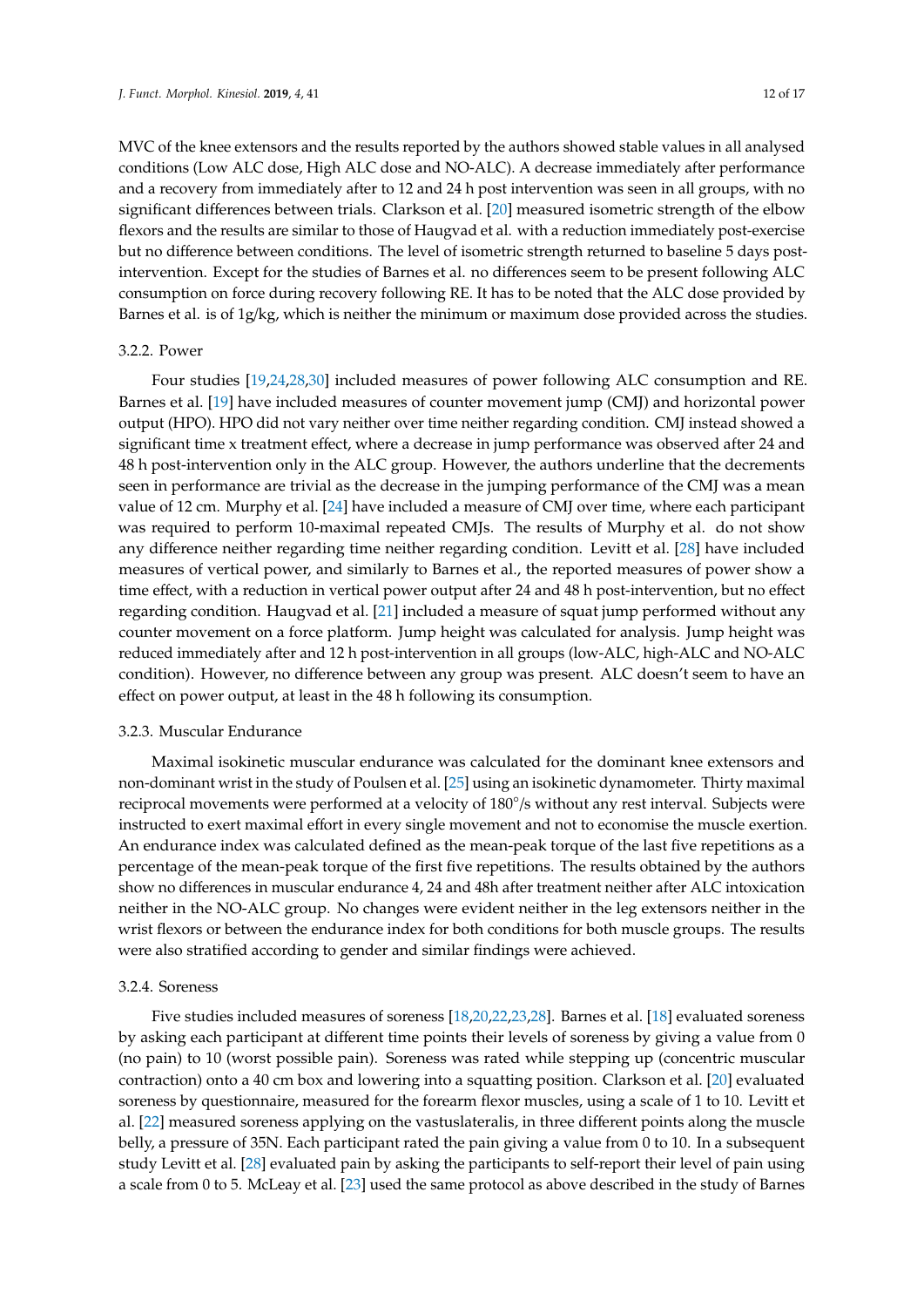MVC of the knee extensors and the results reported by the authors showed stable values in all analysed conditions (Low ALC dose, High ALC dose and NO-ALC). A decrease immediately after performance and a recovery from immediately after to 12 and 24 h post intervention was seen in all groups, with no significant differences between trials. Clarkson et al. [20] measured isometric strength of the elbow flexors and the results are similar to those of Haugvad et al. with a reduction immediately post-exercise but no difference between conditions. The level of isometric strength returned to baseline 5 days post-intervention. Except for the studies of Barnes et al. no differences seem to be present following ALC consumption on force during recovery following RE. It has to be noted that the ALC dose provided by Barnes et al. is of 1g/kg, which is neither the minimum or maximum dose provided across the studies.

#### 3.2.2. Power

Four studies [19,24,28,30] included measures of power following ALC consumption and RE. Barnes et al. [19] have included measures of counter movement jump (CMJ) and horizontal power output (HPO). HPO did not vary neither over time neither regarding condition. CMJ instead showed a significant time x treatment effect, where a decrease in jump performance was observed after 24 and 48 h post-intervention only in the ALC group. However, the authors underline that the decrements seen in performance are trivial as the decrease in the jumping performance of the CMJ was a mean value of 12 cm. Murphy et al. [24] have included a measure of CMJ over time, where each participant was required to perform 10-maximal repeated CMJs. The results of Murphy et al. do not show any difference neither regarding time neither regarding condition. Levitt et al. [28] have included measures of vertical power, and similarly to Barnes et al., the reported measures of power show a time effect, with a reduction in vertical power output after 24 and 48 h post-intervention, but no effect regarding condition. Haugvad et al. [21] included a measure of squat jump performed without any counter movement on a force platform. Jump height was calculated for analysis. Jump height was reduced immediately after and 12 h post-intervention in all groups (low-ALC, high-ALC and NO-ALC condition). However, no difference between any group was present. ALC doesn't seem to have an effect on power output, at least in the 48 h following its consumption.

#### 3.2.3. Muscular Endurance

Maximal isokinetic muscular endurance was calculated for the dominant knee extensors and non-dominant wrist in the study of Poulsen et al. [25] using an isokinetic dynamometer. Thirty maximal reciprocal movements were performed at a velocity of 180°/s without any rest interval. Subjects were instructed to exert maximal effort in every single movement and not to economise the muscle exertion. An endurance index was calculated defined as the mean-peak torque of the last five repetitions as a percentage of the mean-peak torque of the first five repetitions. The results obtained by the authors show no differences in muscular endurance 4, 24 and 48h after treatment neither after ALC intoxication neither in the NO-ALC group. No changes were evident neither in the leg extensors neither in the wrist flexors or between the endurance index for both conditions for both muscle groups. The results were also stratified according to gender and similar findings were achieved.

#### 3.2.4. Soreness

Five studies included measures of soreness [18,20,22,23,28]. Barnes et al. [18] evaluated soreness by asking each participant at different time points their levels of soreness by giving a value from 0 (no pain) to 10 (worst possible pain). Soreness was rated while stepping up (concentric muscular contraction) onto a 40 cm box and lowering into a squatting position. Clarkson et al. [20] evaluated soreness by questionnaire, measured for the forearm flexor muscles, using a scale of 1 to 10. Levitt et al. [22] measured soreness applying on the vastuslateralis, in three different points along the muscle belly, a pressure of 35N. Each participant rated the pain giving a value from 0 to 10. In a subsequent study Levitt et al. [28] evaluated pain by asking the participants to self-report their level of pain using a scale from 0 to 5. McLeay et al. [23] used the same protocol as above described in the study of Barnes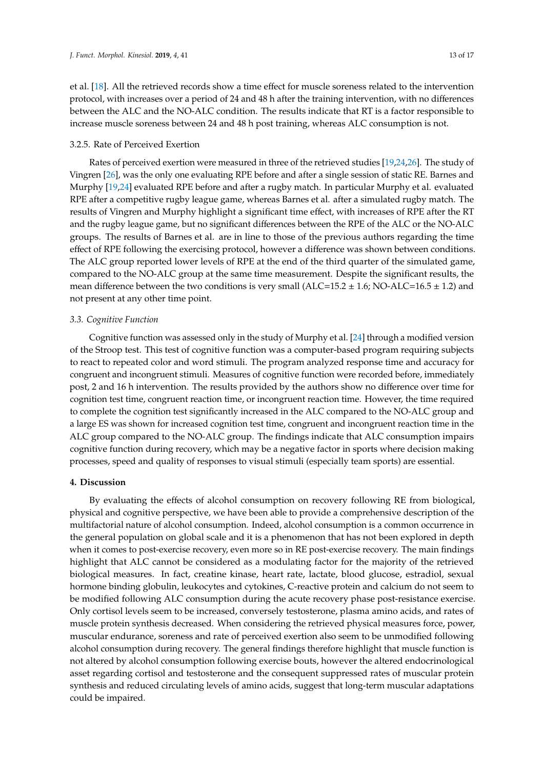et al. [18]. All the retrieved records show a time effect for muscle soreness related to the intervention protocol, with increases over a period of 24 and 48 h after the training intervention, with no differences between the ALC and the NO-ALC condition. The results indicate that RT is a factor responsible to increase muscle soreness between 24 and 48 h post training, whereas ALC consumption is not.

#### 3.2.5. Rate of Perceived Exertion

Rates of perceived exertion were measured in three of the retrieved studies [19,24,26]. The study of Vingren [26], was the only one evaluating RPE before and after a single session of static RE. Barnes and Murphy [19,24] evaluated RPE before and after a rugby match. In particular Murphy et al. evaluated RPE after a competitive rugby league game, whereas Barnes et al. after a simulated rugby match. The results of Vingren and Murphy highlight a significant time effect, with increases of RPE after the RT and the rugby league game, but no significant differences between the RPE of the ALC or the NO-ALC groups. The results of Barnes et al. are in line to those of the previous authors regarding the time effect of RPE following the exercising protocol, however a difference was shown between conditions. The ALC group reported lower levels of RPE at the end of the third quarter of the simulated game, compared to the NO-ALC group at the same time measurement. Despite the significant results, the mean difference between the two conditions is very small (ALC=15.2 ± 1.6; NO-ALC=16.5 ± 1.2) and not present at any other time point.

### *3.3. Cognitive Function*

Cognitive function was assessed only in the study of Murphy et al. [24] through a modified version of the Stroop test. This test of cognitive function was a computer-based program requiring subjects to react to repeated color and word stimuli. The program analyzed response time and accuracy for congruent and incongruent stimuli. Measures of cognitive function were recorded before, immediately post, 2 and 16 h intervention. The results provided by the authors show no difference over time for cognition test time, congruent reaction time, or incongruent reaction time. However, the time required to complete the cognition test significantly increased in the ALC compared to the NO-ALC group and a large ES was shown for increased cognition test time, congruent and incongruent reaction time in the ALC group compared to the NO-ALC group. The findings indicate that ALC consumption impairs cognitive function during recovery, which may be a negative factor in sports where decision making processes, speed and quality of responses to visual stimuli (especially team sports) are essential.

## 4. Discussion

By evaluating the effects of alcohol consumption on recovery following RE from biological, physical and cognitive perspective, we have been able to provide a comprehensive description of the multifactorial nature of alcohol consumption. Indeed, alcohol consumption is a common occurrence in the general population on global scale and it is a phenomenon that has not been explored in depth when it comes to post-exercise recovery, even more so in RE post-exercise recovery. The main findings highlight that ALC cannot be considered as a modulating factor for the majority of the retrieved biological measures. In fact, creatine kinase, heart rate, lactate, blood glucose, estradiol, sexual hormone binding globulin, leukocytes and cytokines, C-reactive protein and calcium do not seem to be modified following ALC consumption during the acute recovery phase post-resistance exercise. Only cortisol levels seem to be increased, conversely testosterone, plasma amino acids, and rates of muscle protein synthesis decreased. When considering the retrieved physical measures force, power, muscular endurance, soreness and rate of perceived exertion also seem to be unmodified following alcohol consumption during recovery. The general findings therefore highlight that muscle function is not altered by alcohol consumption following exercise bouts, however the altered endocrinological asset regarding cortisol and testosterone and the consequent suppressed rates of muscular protein synthesis and reduced circulating levels of amino acids, suggest that long-term muscular adaptations could be impaired.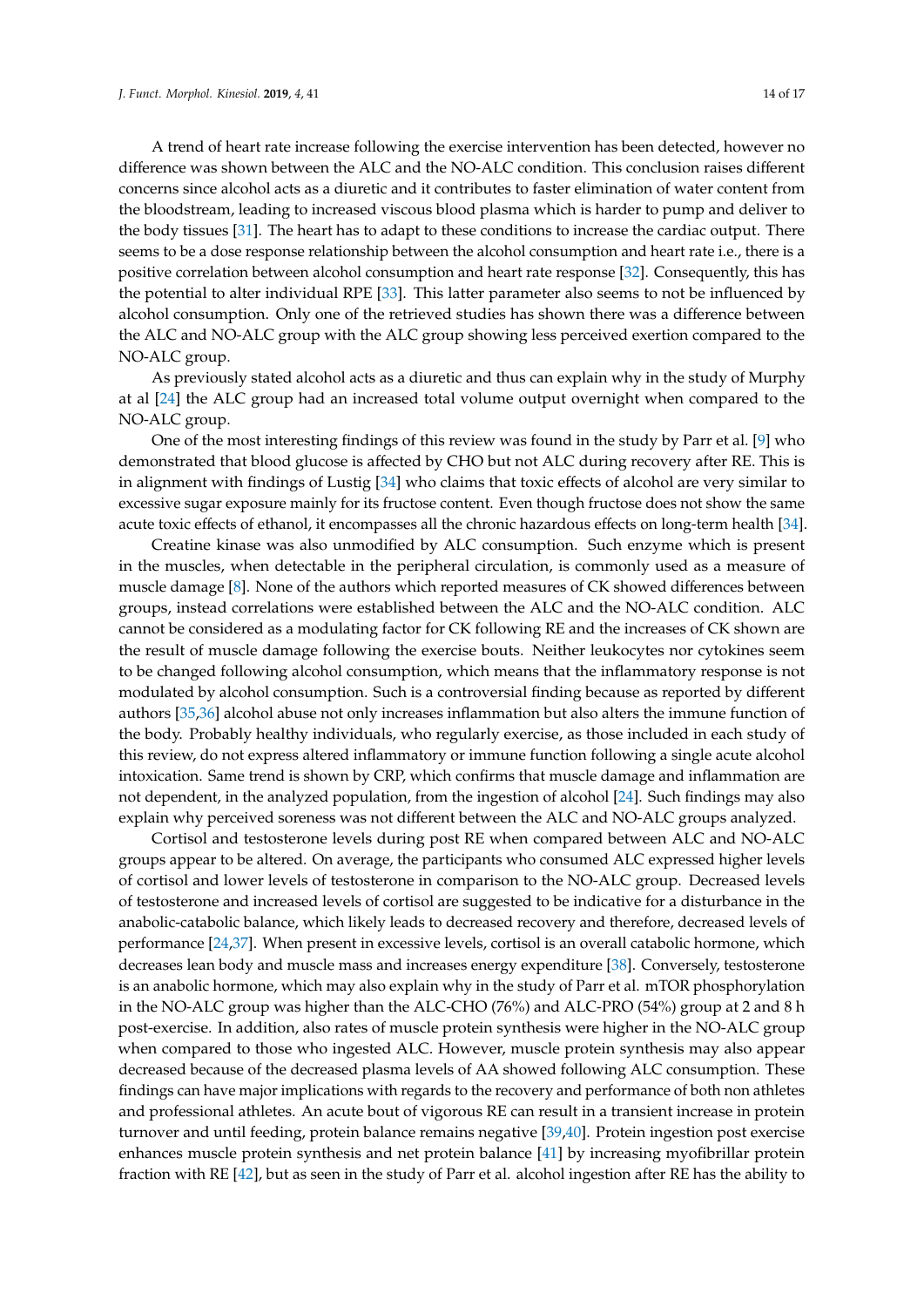A trend of heart rate increase following the exercise intervention has been detected, however no difference was shown between the ALC and the NO-ALC condition. This conclusion raises different concerns since alcohol acts as a diuretic and it contributes to faster elimination of water content from the bloodstream, leading to increased viscous blood plasma which is harder to pump and deliver to the body tissues [31]. The heart has to adapt to these conditions to increase the cardiac output. There seems to be a dose response relationship between the alcohol consumption and heart rate i.e., there is a positive correlation between alcohol consumption and heart rate response [32]. Consequently, this has the potential to alter individual RPE [33]. This latter parameter also seems to not be influenced by alcohol consumption. Only one of the retrieved studies has shown there was a difference between the ALC and NO-ALC group with the ALC group showing less perceived exertion compared to the NO-ALC group.

As previously stated alcohol acts as a diuretic and thus can explain why in the study of Murphy at al [24] the ALC group had an increased total volume output overnight when compared to the NO-ALC group.

One of the most interesting findings of this review was found in the study by Parr et al. [9] who demonstrated that blood glucose is affected by CHO but not ALC during recovery after RE. This is in alignment with findings of Lustig [34] who claims that toxic effects of alcohol are very similar to excessive sugar exposure mainly for its fructose content. Even though fructose does not show the same acute toxic effects of ethanol, it encompasses all the chronic hazardous effects on long-term health [34].

Creatine kinase was also unmodified by ALC consumption. Such enzyme which is present in the muscles, when detectable in the peripheral circulation, is commonly used as a measure of muscle damage [8]. None of the authors which reported measures of CK showed differences between groups, instead correlations were established between the ALC and the NO-ALC condition. ALC cannot be considered as a modulating factor for CK following RE and the increases of CK shown are the result of muscle damage following the exercise bouts. Neither leukocytes nor cytokines seem to be changed following alcohol consumption, which means that the inflammatory response is not modulated by alcohol consumption. Such is a controversial finding because as reported by different authors [35,36] alcohol abuse not only increases inflammation but also alters the immune function of the body. Probably healthy individuals, who regularly exercise, as those included in each study of this review, do not express altered inflammatory or immune function following a single acute alcohol intoxication. Same trend is shown by CRP, which confirms that muscle damage and inflammation are not dependent, in the analyzed population, from the ingestion of alcohol [24]. Such findings may also explain why perceived soreness was not different between the ALC and NO-ALC groups analyzed.

Cortisol and testosterone levels during post RE when compared between ALC and NO-ALC groups appear to be altered. On average, the participants who consumed ALC expressed higher levels of cortisol and lower levels of testosterone in comparison to the NO-ALC group. Decreased levels of testosterone and increased levels of cortisol are suggested to be indicative for a disturbance in the anabolic-catabolic balance, which likely leads to decreased recovery and therefore, decreased levels of performance [24,37]. When present in excessive levels, cortisol is an overall catabolic hormone, which decreases lean body and muscle mass and increases energy expenditure [38]. Conversely, testosterone is an anabolic hormone, which may also explain why in the study of Parr et al. mTOR phosphorylation in the NO-ALC group was higher than the ALC-CHO (76%) and ALC-PRO (54%) group at 2 and 8 h post-exercise. In addition, also rates of muscle protein synthesis were higher in the NO-ALC group when compared to those who ingested ALC. However, muscle protein synthesis may also appear decreased because of the decreased plasma levels of AA showed following ALC consumption. These findings can have major implications with regards to the recovery and performance of both non athletes and professional athletes. An acute bout of vigorous RE can result in a transient increase in protein turnover and until feeding, protein balance remains negative [39,40]. Protein ingestion post exercise enhances muscle protein synthesis and net protein balance [41] by increasing myofibrillar protein fraction with RE [42], but as seen in the study of Parr et al. alcohol ingestion after RE has the ability to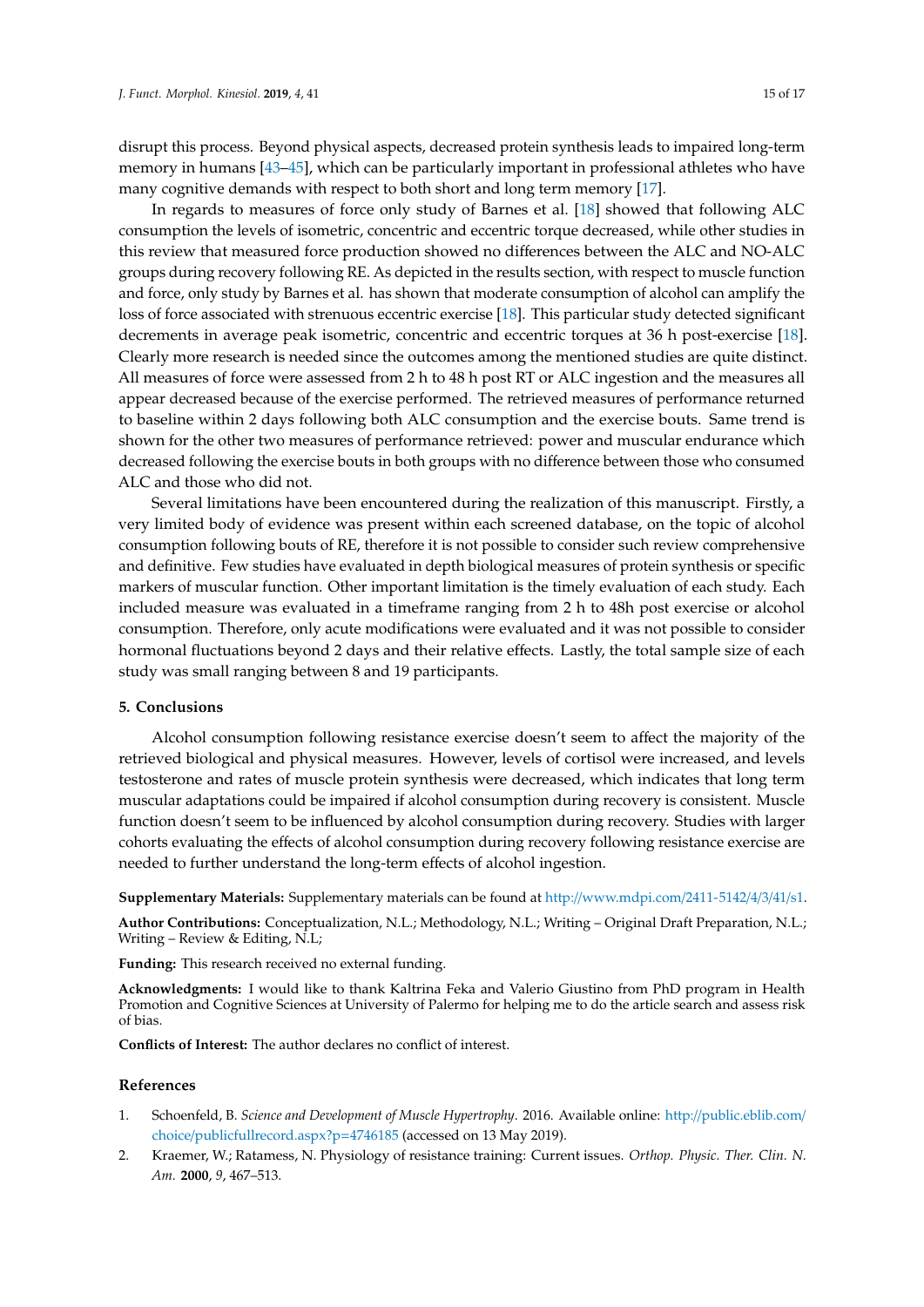disrupt this process. Beyond physical aspects, decreased protein synthesis leads to impaired long-term memory in humans [43–45], which can be particularly important in professional athletes who have many cognitive demands with respect to both short and long term memory [17].

In regards to measures of force only study of Barnes et al. [18] showed that following ALC consumption the levels of isometric, concentric and eccentric torque decreased, while other studies in this review that measured force production showed no differences between the ALC and NO-ALC groups during recovery following RE. As depicted in the results section, with respect to muscle function and force, only study by Barnes et al. has shown that moderate consumption of alcohol can amplify the loss of force associated with strenuous eccentric exercise [18]. This particular study detected significant decrements in average peak isometric, concentric and eccentric torques at 36 h post-exercise [18]. Clearly more research is needed since the outcomes among the mentioned studies are quite distinct. All measures of force were assessed from 2 h to 48 h post RT or ALC ingestion and the measures all appear decreased because of the exercise performed. The retrieved measures of performance returned to baseline within 2 days following both ALC consumption and the exercise bouts. Same trend is shown for the other two measures of performance retrieved: power and muscular endurance which decreased following the exercise bouts in both groups with no difference between those who consumed ALC and those who did not.

Several limitations have been encountered during the realization of this manuscript. Firstly, a very limited body of evidence was present within each screened database, on the topic of alcohol consumption following bouts of RE, therefore it is not possible to consider such review comprehensive and definitive. Few studies have evaluated in depth biological measures of protein synthesis or specific markers of muscular function. Other important limitation is the timely evaluation of each study. Each included measure was evaluated in a timeframe ranging from 2 h to 48h post exercise or alcohol consumption. Therefore, only acute modifications were evaluated and it was not possible to consider hormonal fluctuations beyond 2 days and their relative effects. Lastly, the total sample size of each study was small ranging between 8 and 19 participants.

## 5. Conclusions

Alcohol consumption following resistance exercise doesn't seem to affect the majority of the retrieved biological and physical measures. However, levels of cortisol were increased, and levels testosterone and rates of muscle protein synthesis were decreased, which indicates that long term muscular adaptations could be impaired if alcohol consumption during recovery is consistent. Muscle function doesn't seem to be influenced by alcohol consumption during recovery. Studies with larger cohorts evaluating the effects of alcohol consumption during recovery following resistance exercise are needed to further understand the long-term effects of alcohol ingestion.

**Supplementary Materials:** Supplementary materials can be found at http://www.mdpi.com/2411-5142/4/3/41/s1.

**Author Contributions:** Conceptualization, N.L.; Methodology, N.L.; Writing – Original Draft Preparation, N.L.; Writing – Review & Editing, N.L;

**Funding:** This research received no external funding.

**Acknowledgments:** I would like to thank Kaltrina Feka and Valerio Giustino from PhD program in Health Promotion and Cognitive Sciences at University of Palermo for helping me to do the article search and assess risk of bias.

**Conflicts of Interest:** The author declares no conflict of interest.

## References

1. Schoenfeld, B. *Science and Development of Muscle Hypertrophy*. 2016. Available online: http://public.eblib.com/choice/publicfullrecord.aspx?p=4746185 (accessed on 13 May 2019).
2. Kraemer, W.; Ratamess, N. Physiology of resistance training: Current issues. *Orthop. Physic. Ther. Clin. N. Am.* **2000**, *9*, 467–513.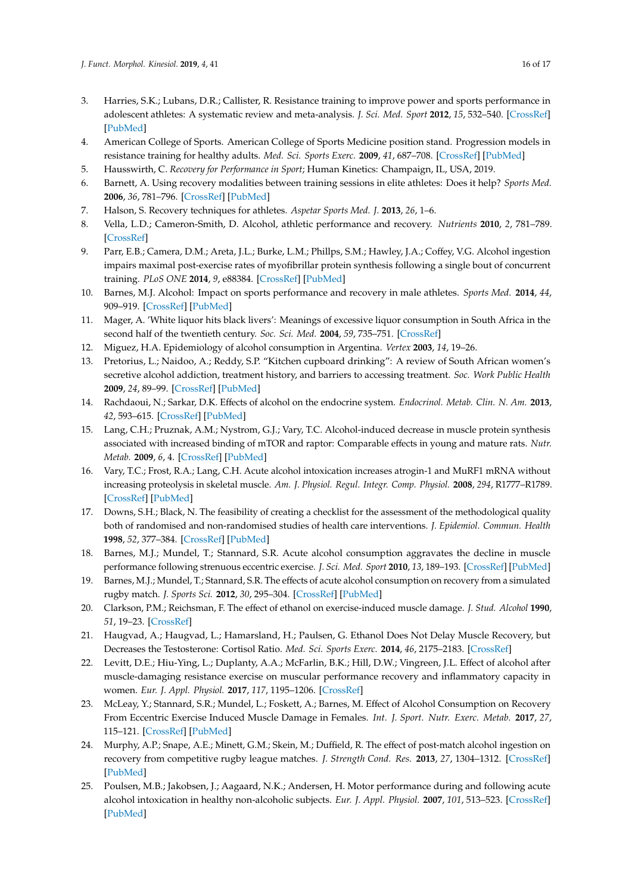3. Harries, S.K.; Lubans, D.R.; Callister, R. Resistance training to improve power and sports performance in adolescent athletes: A systematic review and meta-analysis. *J. Sci. Med. Sport* **2012**, *15*, 532–540. [CrossRef] [PubMed]
4. American College of Sports. American College of Sports Medicine position stand. Progression models in resistance training for healthy adults. *Med. Sci. Sports Exerc.* **2009**, *41*, 687–708. [CrossRef] [PubMed]
5. Hausswirth, C. *Recovery for Performance in Sport*; Human Kinetics: Champaign, IL, USA, 2019.
6. Barnett, A. Using recovery modalities between training sessions in elite athletes: Does it help? *Sports Med.* **2006**, *36*, 781–796. [CrossRef] [PubMed]
7. Halson, S. Recovery techniques for athletes. *Aspetar Sports Med. J.* **2013**, *26*, 1–6.
8. Vella, L.D.; Cameron-Smith, D. Alcohol, athletic performance and recovery. *Nutrients* **2010**, *2*, 781–789. [CrossRef]
9. Parr, E.B.; Camera, D.M.; Areta, J.L.; Burke, L.M.; Phillps, S.M.; Hawley, J.A.; Coffey, V.G. Alcohol ingestion impairs maximal post-exercise rates of myofibrillar protein synthesis following a single bout of concurrent training. *PLoS ONE* **2014**, *9*, e88384. [CrossRef] [PubMed]
10. Barnes, M.J. Alcohol: Impact on sports performance and recovery in male athletes. *Sports Med.* **2014**, *44*, 909–919. [CrossRef] [PubMed]
11. Mager, A. 'White liquor hits black livers': Meanings of excessive liquor consumption in South Africa in the second half of the twentieth century. *Soc. Sci. Med.* **2004**, *59*, 735–751. [CrossRef]
12. Miguez, H.A. Epidemiology of alcohol consumption in Argentina. *Vertex* **2003**, *14*, 19–26.
13. Pretorius, L.; Naidoo, A.; Reddy, S.P. "Kitchen cupboard drinking": A review of South African women's secretive alcohol addiction, treatment history, and barriers to accessing treatment. *Soc. Work Public Health* **2009**, *24*, 89–99. [CrossRef] [PubMed]
14. Rachdaoui, N.; Sarkar, D.K. Effects of alcohol on the endocrine system. *Endocrinol. Metab. Clin. N. Am.* **2013**, *42*, 593–615. [CrossRef] [PubMed]
15. Lang, C.H.; Pruznak, A.M.; Nystrom, G.J.; Vary, T.C. Alcohol-induced decrease in muscle protein synthesis associated with increased binding of mTOR and raptor: Comparable effects in young and mature rats. *Nutr. Metab.* **2009**, *6*, 4. [CrossRef] [PubMed]
16. Vary, T.C.; Frost, R.A.; Lang, C.H. Acute alcohol intoxication increases atrogin-1 and MuRF1 mRNA without increasing proteolysis in skeletal muscle. *Am. J. Physiol. Regul. Integr. Comp. Physiol.* **2008**, *294*, R1777–R1789. [CrossRef] [PubMed]
17. Downs, S.H.; Black, N. The feasibility of creating a checklist for the assessment of the methodological quality both of randomised and non-randomised studies of health care interventions. *J. Epidemiol. Commun. Health* **1998**, *52*, 377–384. [CrossRef] [PubMed]
18. Barnes, M.J.; Mundel, T.; Stannard, S.R. Acute alcohol consumption aggravates the decline in muscle performance following strenuous eccentric exercise. *J. Sci. Med. Sport* **2010**, *13*, 189–193. [CrossRef] [PubMed]
19. Barnes, M.J.; Mundel, T.; Stannard, S.R. The effects of acute alcohol consumption on recovery from a simulated rugby match. *J. Sports Sci.* **2012**, *30*, 295–304. [CrossRef] [PubMed]
20. Clarkson, P.M.; Reichsman, F. The effect of ethanol on exercise-induced muscle damage. *J. Stud. Alcohol* **1990**, *51*, 19–23. [CrossRef]
21. Haugvad, A.; Haugvad, L.; Hamarsland, H.; Paulsen, G. Ethanol Does Not Delay Muscle Recovery, but Decreases the Testosterone: Cortisol Ratio. *Med. Sci. Sports Exerc.* **2014**, *46*, 2175–2183. [CrossRef]
22. Levitt, D.E.; Hiu-Ying, L.; Duplanty, A.A.; McFarlin, B.K.; Hill, D.W.; Vingreen, J.L. Effect of alcohol after muscle-damaging resistance exercise on muscular performance recovery and inflammatory capacity in women. *Eur. J. Appl. Physiol.* **2017**, *117*, 1195–1206. [CrossRef]
23. McLeay, Y.; Stannard, S.R.; Mundel, L.; Foskett, A.; Barnes, M. Effect of Alcohol Consumption on Recovery From Eccentric Exercise Induced Muscle Damage in Females. *Int. J. Sport. Nutr. Exerc. Metab.* **2017**, *27*, 115–121. [CrossRef] [PubMed]
24. Murphy, A.P.; Snape, A.E.; Minett, G.M.; Skein, M.; Duffield, R. The effect of post-match alcohol ingestion on recovery from competitive rugby league matches. *J. Strength Cond. Res.* **2013**, *27*, 1304–1312. [CrossRef] [PubMed]
25. Poulsen, M.B.; Jakobsen, J.; Aagaard, N.K.; Andersen, H. Motor performance during and following acute alcohol intoxication in healthy non-alcoholic subjects. *Eur. J. Appl. Physiol.* **2007**, *101*, 513–523. [CrossRef] [PubMed]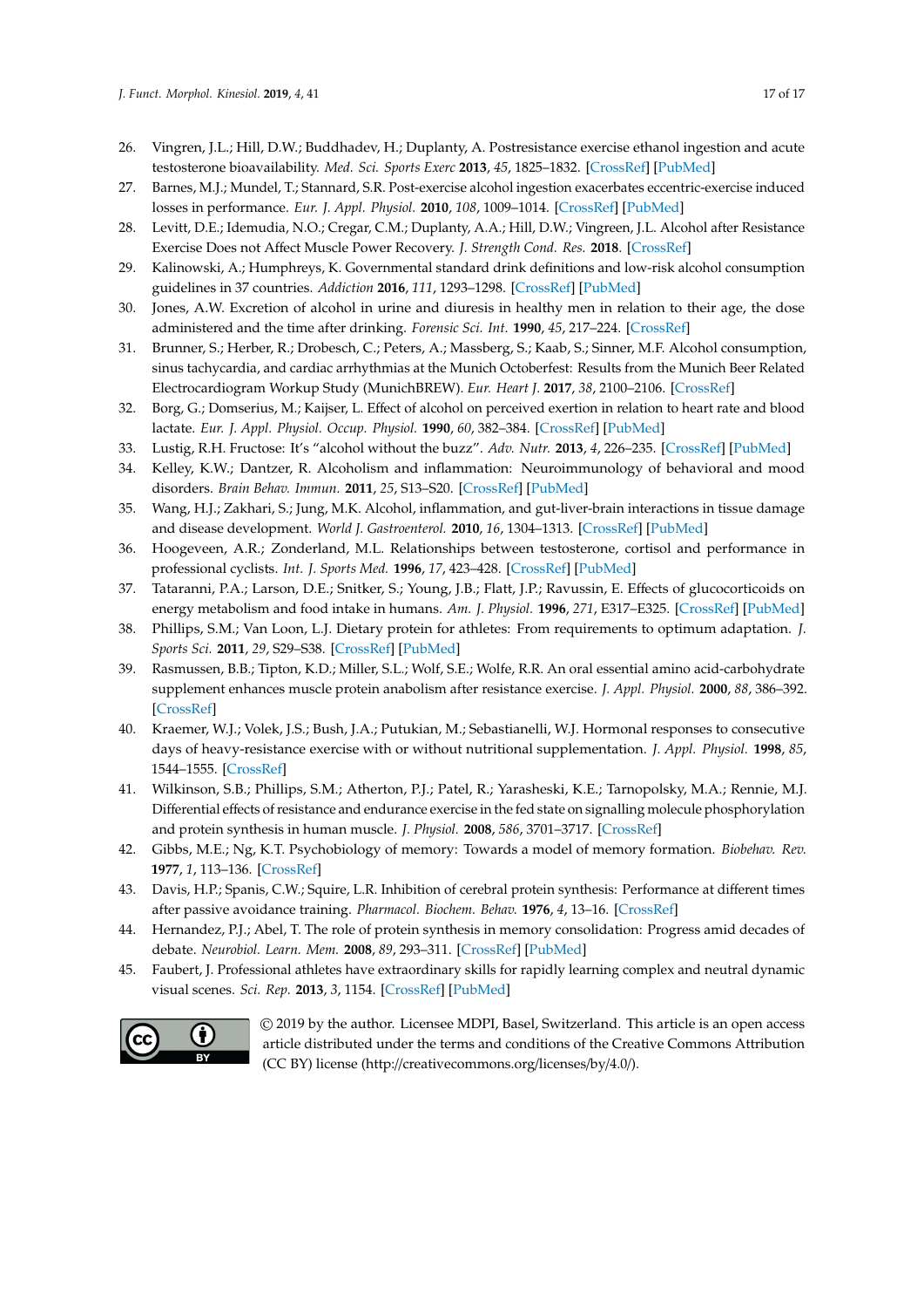26. Vingren, J.L.; Hill, D.W.; Buddhadev, H.; Duplanty, A. Postresistance exercise ethanol ingestion and acute testosterone bioavailability. *Med. Sci. Sports Exerc* **2013**, *45*, 1825–1832. [CrossRef] [PubMed]
27. Barnes, M.J.; Mundel, T.; Stannard, S.R. Post-exercise alcohol ingestion exacerbates eccentric-exercise induced losses in performance. *Eur. J. Appl. Physiol.* **2010**, *108*, 1009–1014. [CrossRef] [PubMed]
28. Levitt, D.E.; Idemudia, N.O.; Cregar, C.M.; Duplanty, A.A.; Hill, D.W.; Vingreen, J.L. Alcohol after Resistance Exercise Does not Affect Muscle Power Recovery. *J. Strength Cond. Res.* **2018**. [CrossRef]
29. Kalinowski, A.; Humphreys, K. Governmental standard drink definitions and low-risk alcohol consumption guidelines in 37 countries. *Addiction* **2016**, *111*, 1293–1298. [CrossRef] [PubMed]
30. Jones, A.W. Excretion of alcohol in urine and diuresis in healthy men in relation to their age, the dose administered and the time after drinking. *Forensic Sci. Int.* **1990**, *45*, 217–224. [CrossRef]
31. Brunner, S.; Herber, R.; Drobesch, C.; Peters, A.; Massberg, S.; Kaab, S.; Sinner, M.F. Alcohol consumption, sinus tachycardia, and cardiac arrhythmias at the Munich Octoberfest: Results from the Munich Beer Related Electrocardiogram Workup Study (MunichBREW). *Eur. Heart J.* **2017**, *38*, 2100–2106. [CrossRef]
32. Borg, G.; Domserius, M.; Kaijser, L. Effect of alcohol on perceived exertion in relation to heart rate and blood lactate. *Eur. J. Appl. Physiol. Occup. Physiol.* **1990**, *60*, 382–384. [CrossRef] [PubMed]
33. Lustig, R.H. Fructose: It's "alcohol without the buzz". *Adv. Nutr.* **2013**, *4*, 226–235. [CrossRef] [PubMed]
34. Kelley, K.W.; Dantzer, R. Alcoholism and inflammation: Neuroimmunology of behavioral and mood disorders. *Brain Behav. Immun.* **2011**, *25*, S13–S20. [CrossRef] [PubMed]
35. Wang, H.J.; Zakhari, S.; Jung, M.K. Alcohol, inflammation, and gut-liver-brain interactions in tissue damage and disease development. *World J. Gastroenterol.* **2010**, *16*, 1304–1313. [CrossRef] [PubMed]
36. Hoogeveen, A.R.; Zonderland, M.L. Relationships between testosterone, cortisol and performance in professional cyclists. *Int. J. Sports Med.* **1996**, *17*, 423–428. [CrossRef] [PubMed]
37. Tataranni, P.A.; Larson, D.E.; Snitker, S.; Young, J.B.; Flatt, J.P.; Ravussin, E. Effects of glucocorticoids on energy metabolism and food intake in humans. *Am. J. Physiol.* **1996**, *271*, E317–E325. [CrossRef] [PubMed]
38. Phillips, S.M.; Van Loon, L.J. Dietary protein for athletes: From requirements to optimum adaptation. *J. Sports Sci.* **2011**, *29*, S29–S38. [CrossRef] [PubMed]
39. Rasmussen, B.B.; Tipton, K.D.; Miller, S.L.; Wolf, S.E.; Wolfe, R.R. An oral essential amino acid-carbohydrate supplement enhances muscle protein anabolism after resistance exercise. *J. Appl. Physiol.* **2000**, *88*, 386–392. [CrossRef]
40. Kraemer, W.J.; Volek, J.S.; Bush, J.A.; Putukian, M.; Sebastianelli, W.J. Hormonal responses to consecutive days of heavy-resistance exercise with or without nutritional supplementation. *J. Appl. Physiol.* **1998**, *85*, 1544–1555. [CrossRef]
41. Wilkinson, S.B.; Phillips, S.M.; Atherton, P.J.; Patel, R.; Yarasheski, K.E.; Tarnopolsky, M.A.; Rennie, M.J. Differential effects of resistance and endurance exercise in the fed state on signalling molecule phosphorylation and protein synthesis in human muscle. *J. Physiol.* **2008**, *586*, 3701–3717. [CrossRef]
42. Gibbs, M.E.; Ng, K.T. Psychobiology of memory: Towards a model of memory formation. *Biobehav. Rev.* **1977**, *1*, 113–136. [CrossRef]
43. Davis, H.P.; Spanis, C.W.; Squire, L.R. Inhibition of cerebral protein synthesis: Performance at different times after passive avoidance training. *Pharmacol. Biochem. Behav.* **1976**, *4*, 13–16. [CrossRef]
44. Hernandez, P.J.; Abel, T. The role of protein synthesis in memory consolidation: Progress amid decades of debate. *Neurobiol. Learn. Mem.* **2008**, *89*, 293–311. [CrossRef] [PubMed]
45. Faubert, J. Professional athletes have extraordinary skills for rapidly learning complex and neutral dynamic visual scenes. *Sci. Rep.* **2013**, *3*, 1154. [CrossRef] [PubMed]

© 2019 by the author. Licensee MDPI, Basel, Switzerland. This article is an open access article distributed under the terms and conditions of the Creative Commons Attribution (CC BY) license (http://creativecommons.org/licenses/by/4.0/).